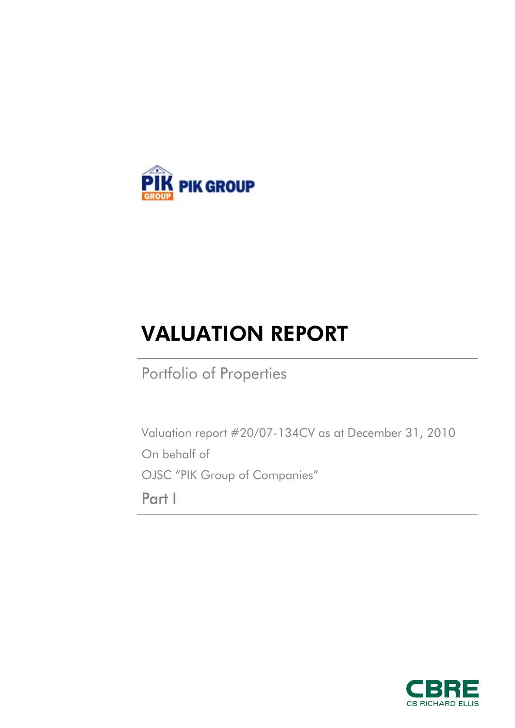PIK GROUP

# VALUATION REPORT

Portfolio of Properties

Valuation report #20/07-134CV as at December 31, 2010

On behalf of

OJSC "PIK Group of Companies"

Part I

CBRE

CB RICHARD ELLIS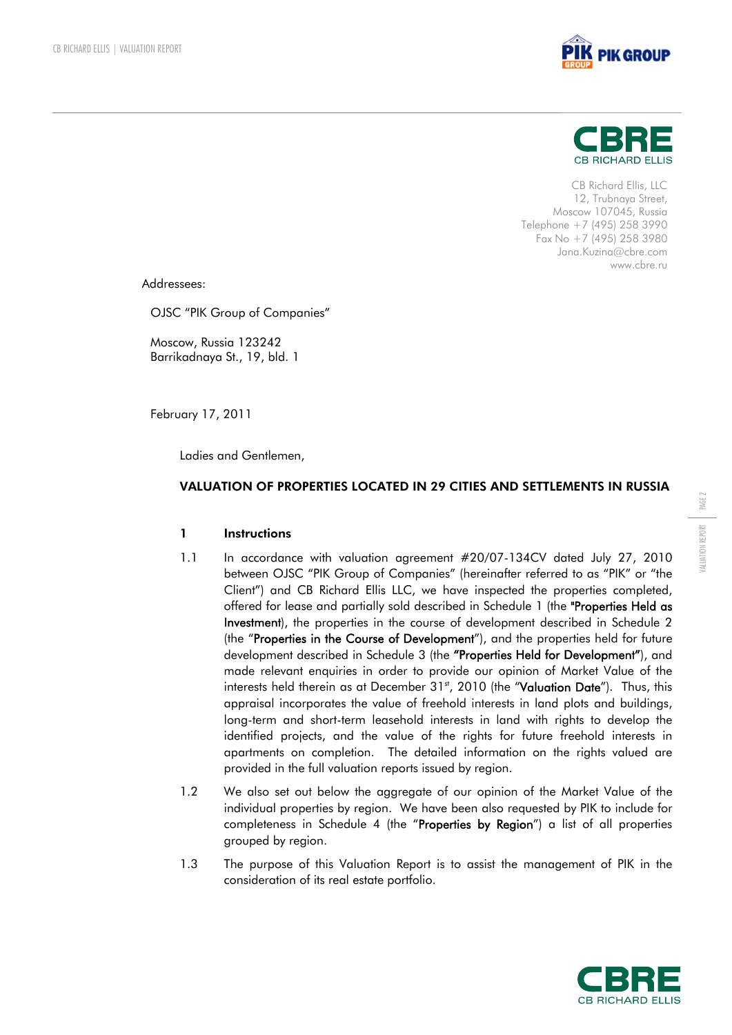CB Richard Ellis, LLC
12, Trubnaya Street,
Moscow 107045, Russia
Telephone +7 (495) 258 3990
Fax No +7 (495) 258 3980
Jana.Kuzina@cbre.com
www.cbre.ru

Addressees:

OJSC "PIK Group of Companies"

Moscow, Russia 123242
Barrikadnaya St., 19, bld. 1

February 17, 2011

Ladies and Gentlemen,

**VALUATION OF PROPERTIES LOCATED IN 29 CITIES AND SETTLEMENTS IN RUSSIA**

## 1 Instructions

1.1 In accordance with valuation agreement #20/07-134CV dated July 27, 2010 between OJSC "PIK Group of Companies" (hereinafter referred to as "PIK" or "the Client") and CB Richard Ellis LLC, we have inspected the properties completed, offered for lease and partially sold described in Schedule 1 (the "**Properties Held as Investment**), the properties in the course of development described in Schedule 2 (the "**Properties in the Course of Development**"), and the properties held for future development described in Schedule 3 (the **"Properties Held for Development"**), and made relevant enquiries in order to provide our opinion of Market Value of the interests held therein as at December 31st, 2010 (the "**Valuation Date**"). Thus, this appraisal incorporates the value of freehold interests in land plots and buildings, long-term and short-term leasehold interests in land with rights to develop the identified projects, and the value of the rights for future freehold interests in apartments on completion. The detailed information on the rights valued are provided in the full valuation reports issued by region.

1.2 We also set out below the aggregate of our opinion of the Market Value of the individual properties by region. We have been also requested by PIK to include for completeness in Schedule 4 (the "**Properties by Region**") a list of all properties grouped by region.

1.3 The purpose of this Valuation Report is to assist the management of PIK in the consideration of its real estate portfolio.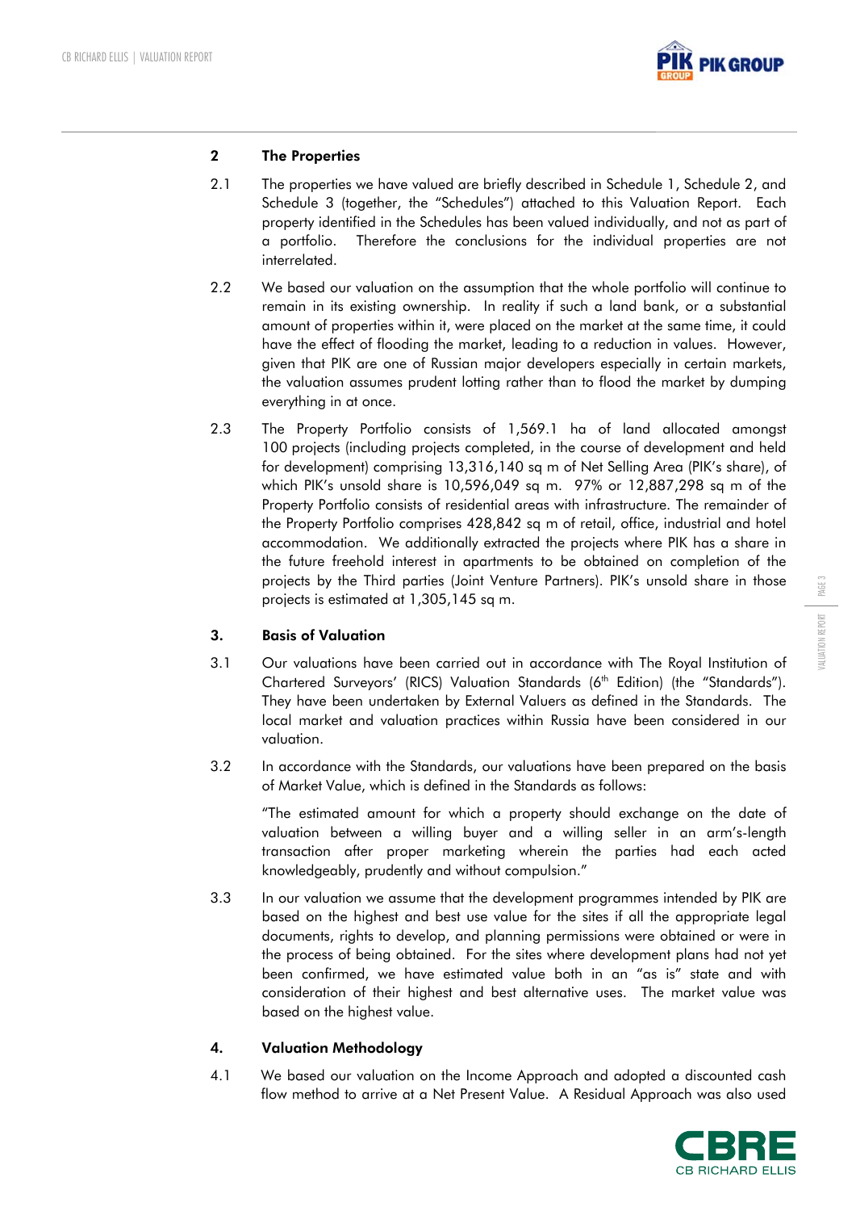## 2 The Properties

2.1 The properties we have valued are briefly described in Schedule 1, Schedule 2, and Schedule 3 (together, the "Schedules") attached to this Valuation Report. Each property identified in the Schedules has been valued individually, and not as part of a portfolio. Therefore the conclusions for the individual properties are not interrelated.

2.2 We based our valuation on the assumption that the whole portfolio will continue to remain in its existing ownership. In reality if such a land bank, or a substantial amount of properties within it, were placed on the market at the same time, it could have the effect of flooding the market, leading to a reduction in values. However, given that PIK are one of Russian major developers especially in certain markets, the valuation assumes prudent lotting rather than to flood the market by dumping everything in at once.

2.3 The Property Portfolio consists of 1,569.1 ha of land allocated amongst 100 projects (including projects completed, in the course of development and held for development) comprising 13,316,140 sq m of Net Selling Area (PIK's share), of which PIK's unsold share is 10,596,049 sq m. 97% or 12,887,298 sq m of the Property Portfolio consists of residential areas with infrastructure. The remainder of the Property Portfolio comprises 428,842 sq m of retail, office, industrial and hotel accommodation. We additionally extracted the projects where PIK has a share in the future freehold interest in apartments to be obtained on completion of the projects by the Third parties (Joint Venture Partners). PIK's unsold share in those projects is estimated at 1,305,145 sq m.

## 3. Basis of Valuation

3.1 Our valuations have been carried out in accordance with The Royal Institution of Chartered Surveyors' (RICS) Valuation Standards (6th Edition) (the "Standards"). They have been undertaken by External Valuers as defined in the Standards. The local market and valuation practices within Russia have been considered in our valuation.

3.2 In accordance with the Standards, our valuations have been prepared on the basis of Market Value, which is defined in the Standards as follows:

"The estimated amount for which a property should exchange on the date of valuation between a willing buyer and a willing seller in an arm's-length transaction after proper marketing wherein the parties had each acted knowledgeably, prudently and without compulsion."

3.3 In our valuation we assume that the development programmes intended by PIK are based on the highest and best use value for the sites if all the appropriate legal documents, rights to develop, and planning permissions were obtained or were in the process of being obtained. For the sites where development plans had not yet been confirmed, we have estimated value both in an "as is" state and with consideration of their highest and best alternative uses. The market value was based on the highest value.

## 4. Valuation Methodology

4.1 We based our valuation on the Income Approach and adopted a discounted cash flow method to arrive at a Net Present Value. A Residual Approach was also used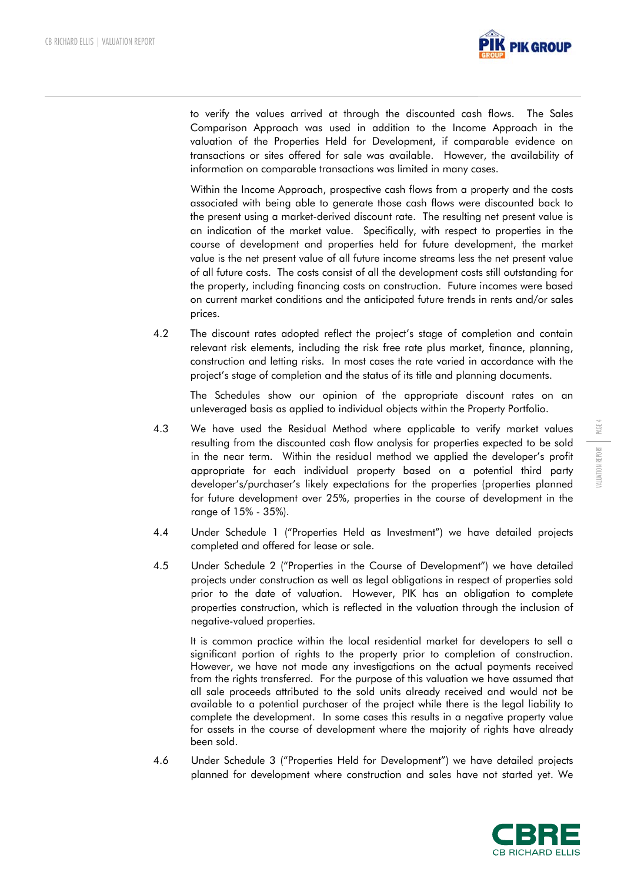to verify the values arrived at through the discounted cash flows. The Sales Comparison Approach was used in addition to the Income Approach in the valuation of the Properties Held for Development, if comparable evidence on transactions or sites offered for sale was available. However, the availability of information on comparable transactions was limited in many cases.

Within the Income Approach, prospective cash flows from a property and the costs associated with being able to generate those cash flows were discounted back to the present using a market-derived discount rate. The resulting net present value is an indication of the market value. Specifically, with respect to properties in the course of development and properties held for future development, the market value is the net present value of all future income streams less the net present value of all future costs. The costs consist of all the development costs still outstanding for the property, including financing costs on construction. Future incomes were based on current market conditions and the anticipated future trends in rents and/or sales prices.

4.2 The discount rates adopted reflect the project's stage of completion and contain relevant risk elements, including the risk free rate plus market, finance, planning, construction and letting risks. In most cases the rate varied in accordance with the project's stage of completion and the status of its title and planning documents.

The Schedules show our opinion of the appropriate discount rates on an unleveraged basis as applied to individual objects within the Property Portfolio.

4.3 We have used the Residual Method where applicable to verify market values resulting from the discounted cash flow analysis for properties expected to be sold in the near term. Within the residual method we applied the developer's profit appropriate for each individual property based on a potential third party developer's/purchaser's likely expectations for the properties (properties planned for future development over 25%, properties in the course of development in the range of 15% - 35%).

4.4 Under Schedule 1 ("Properties Held as Investment") we have detailed projects completed and offered for lease or sale.

4.5 Under Schedule 2 ("Properties in the Course of Development") we have detailed projects under construction as well as legal obligations in respect of properties sold prior to the date of valuation. However, PIK has an obligation to complete properties construction, which is reflected in the valuation through the inclusion of negative-valued properties.

It is common practice within the local residential market for developers to sell a significant portion of rights to the property prior to completion of construction. However, we have not made any investigations on the actual payments received from the rights transferred. For the purpose of this valuation we have assumed that all sale proceeds attributed to the sold units already received and would not be available to a potential purchaser of the project while there is the legal liability to complete the development. In some cases this results in a negative property value for assets in the course of development where the majority of rights have already been sold.

4.6 Under Schedule 3 ("Properties Held for Development") we have detailed projects planned for development where construction and sales have not started yet. We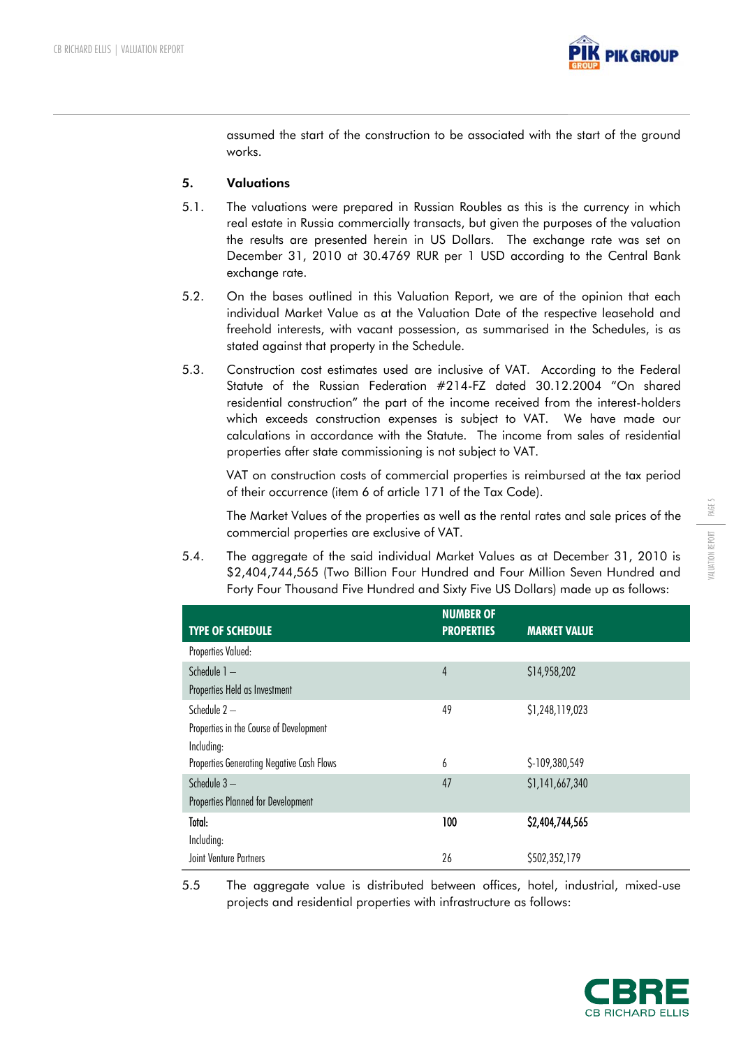assumed the start of the construction to be associated with the start of the ground works.

## 5. Valuations

5.1. The valuations were prepared in Russian Roubles as this is the currency in which real estate in Russia commercially transacts, but given the purposes of the valuation the results are presented herein in US Dollars. The exchange rate was set on December 31, 2010 at 30.4769 RUR per 1 USD according to the Central Bank exchange rate.

5.2. On the bases outlined in this Valuation Report, we are of the opinion that each individual Market Value as at the Valuation Date of the respective leasehold and freehold interests, with vacant possession, as summarised in the Schedules, is as stated against that property in the Schedule.

5.3. Construction cost estimates used are inclusive of VAT. According to the Federal Statute of the Russian Federation #214-FZ dated 30.12.2004 "On shared residential construction" the part of the income received from the interest-holders which exceeds construction expenses is subject to VAT. We have made our calculations in accordance with the Statute. The income from sales of residential properties after state commissioning is not subject to VAT.

VAT on construction costs of commercial properties is reimbursed at the tax period of their occurrence (item 6 of article 171 of the Tax Code).

The Market Values of the properties as well as the rental rates and sale prices of the commercial properties are exclusive of VAT.

5.4. The aggregate of the said individual Market Values as at December 31, 2010 is $2,404,744,565 (Two Billion Four Hundred and Four Million Seven Hundred and Forty Four Thousand Five Hundred and Sixty Five US Dollars) made up as follows:

| TYPE OF SCHEDULE | NUMBER OF PROPERTIES | MARKET VALUE |
|---|---|---|
| Properties Valued: | | |
| Schedule 1 – Properties Held as Investment | 4 | $14,958,202 |
| Schedule 2 – Properties in the Course of Development | 49 | $1,248,119,023 |
| Including: Properties Generating Negative Cash Flows | 6 | $-109,380,549 |
| Schedule 3 – Properties Planned for Development | 47 | $1,141,667,340 |
| **Total:** | **100** | **$2,404,744,565** |
| Including: Joint Venture Partners | 26 | $502,352,179 |

5.5 The aggregate value is distributed between offices, hotel, industrial, mixed-use projects and residential properties with infrastructure as follows: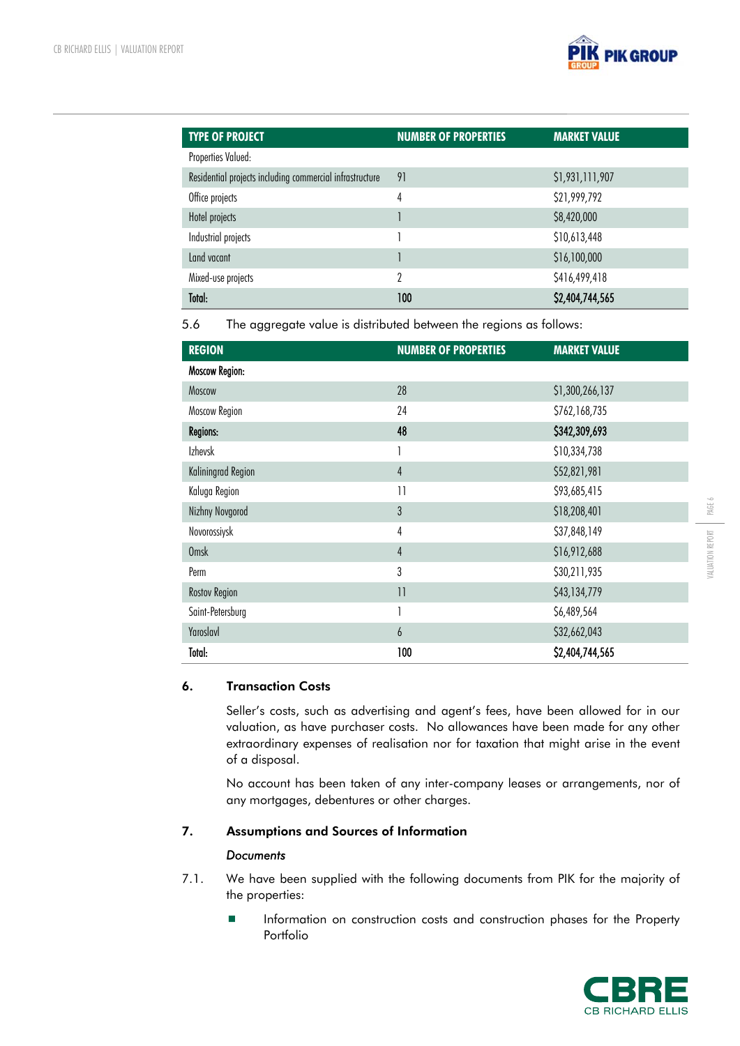| TYPE OF PROJECT | NUMBER OF PROPERTIES | MARKET VALUE |
|---|---|---|
| Properties Valued: | | |
| Residential projects including commercial infrastructure | 91 | $1,931,111,907 |
| Office projects | 4 | $21,999,792 |
| Hotel projects | 1 | $8,420,000 |
| Industrial projects | 1 | $10,613,448 |
| Land vacant | 1 | $16,100,000 |
| Mixed-use projects | 2 | $416,499,418 |
| **Total:** | **100** | **$2,404,744,565** |

5.6 The aggregate value is distributed between the regions as follows:

| REGION | NUMBER OF PROPERTIES | MARKET VALUE |
|---|---|---|
| **Moscow Region:** | | |
| Moscow | 28 | $1,300,266,137 |
| Moscow Region | 24 | $762,168,735 |
| **Regions:** | **48** | **$342,309,693** |
| Izhevsk | 1 | $10,334,738 |
| Kaliningrad Region | 4 | $52,821,981 |
| Kaluga Region | 11 | $93,685,415 |
| Nizhny Novgorod | 3 | $18,208,401 |
| Novorossiysk | 4 | $37,848,149 |
| Omsk | 4 | $16,912,688 |
| Perm | 3 | $30,211,935 |
| Rostov Region | 11 | $43,134,779 |
| Saint-Petersburg | 1 | $6,489,564 |
| Yaroslavl | 6 | $32,662,043 |
| **Total:** | **100** | **$2,404,744,565** |

## 6. Transaction Costs

Seller's costs, such as advertising and agent's fees, have been allowed for in our valuation, as have purchaser costs. No allowances have been made for any other extraordinary expenses of realisation nor for taxation that might arise in the event of a disposal.

No account has been taken of any inter-company leases or arrangements, nor of any mortgages, debentures or other charges.

## 7. Assumptions and Sources of Information

*Documents*

7.1. We have been supplied with the following documents from PIK for the majority of the properties:

- Information on construction costs and construction phases for the Property Portfolio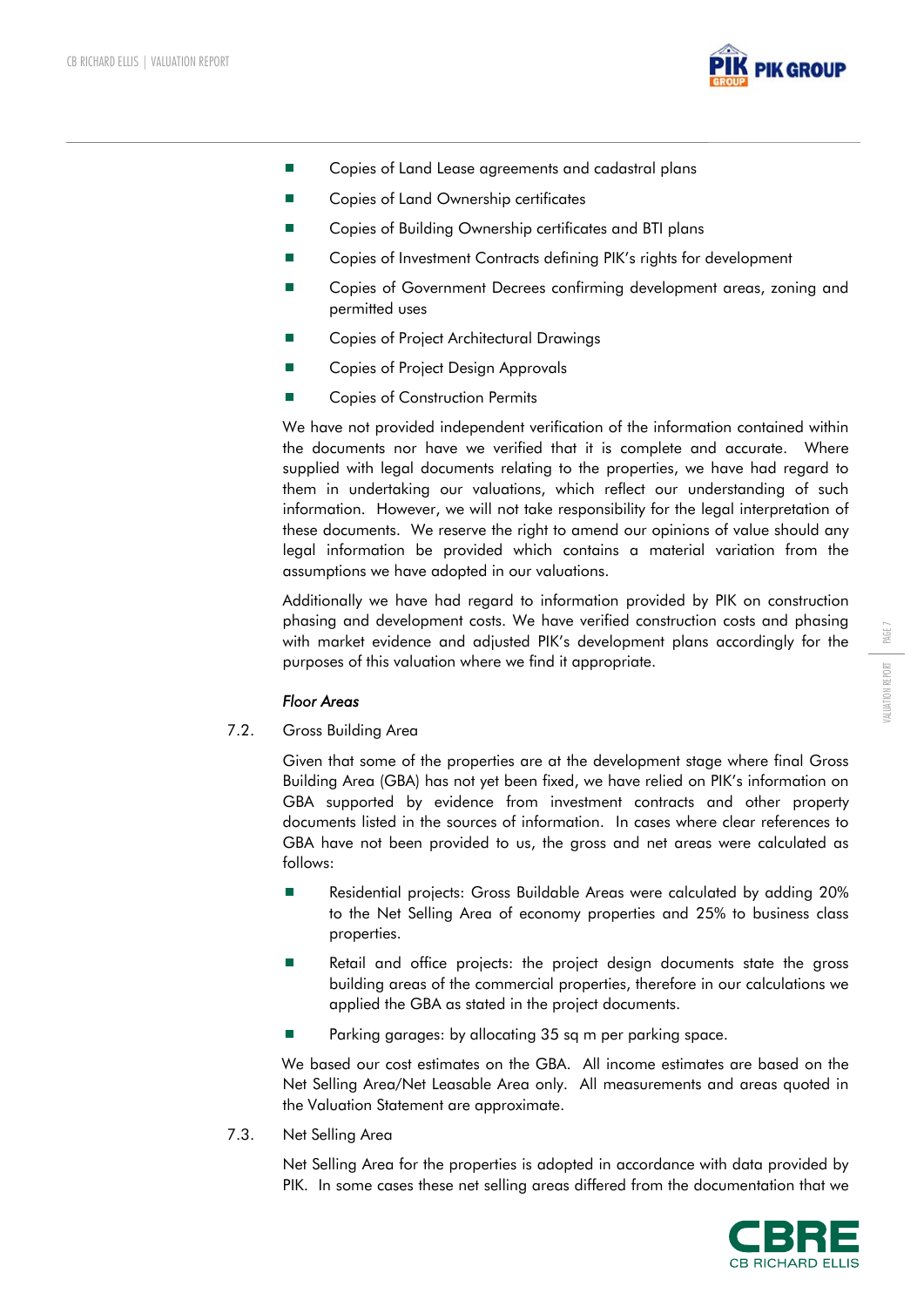- Copies of Land Lease agreements and cadastral plans
- Copies of Land Ownership certificates
- Copies of Building Ownership certificates and BTI plans
- Copies of Investment Contracts defining PIK's rights for development
- Copies of Government Decrees confirming development areas, zoning and permitted uses
- Copies of Project Architectural Drawings
- Copies of Project Design Approvals
- Copies of Construction Permits

We have not provided independent verification of the information contained within the documents nor have we verified that it is complete and accurate. Where supplied with legal documents relating to the properties, we have had regard to them in undertaking our valuations, which reflect our understanding of such information. However, we will not take responsibility for the legal interpretation of these documents. We reserve the right to amend our opinions of value should any legal information be provided which contains a material variation from the assumptions we have adopted in our valuations.

Additionally we have had regard to information provided by PIK on construction phasing and development costs. We have verified construction costs and phasing with market evidence and adjusted PIK's development plans accordingly for the purposes of this valuation where we find it appropriate.

*Floor Areas*

7.2. Gross Building Area

Given that some of the properties are at the development stage where final Gross Building Area (GBA) has not yet been fixed, we have relied on PIK's information on GBA supported by evidence from investment contracts and other property documents listed in the sources of information. In cases where clear references to GBA have not been provided to us, the gross and net areas were calculated as follows:

- Residential projects: Gross Buildable Areas were calculated by adding 20% to the Net Selling Area of economy properties and 25% to business class properties.
- Retail and office projects: the project design documents state the gross building areas of the commercial properties, therefore in our calculations we applied the GBA as stated in the project documents.
- Parking garages: by allocating 35 sq m per parking space.

We based our cost estimates on the GBA. All income estimates are based on the Net Selling Area/Net Leasable Area only. All measurements and areas quoted in the Valuation Statement are approximate.

7.3. Net Selling Area

Net Selling Area for the properties is adopted in accordance with data provided by PIK. In some cases these net selling areas differed from the documentation that we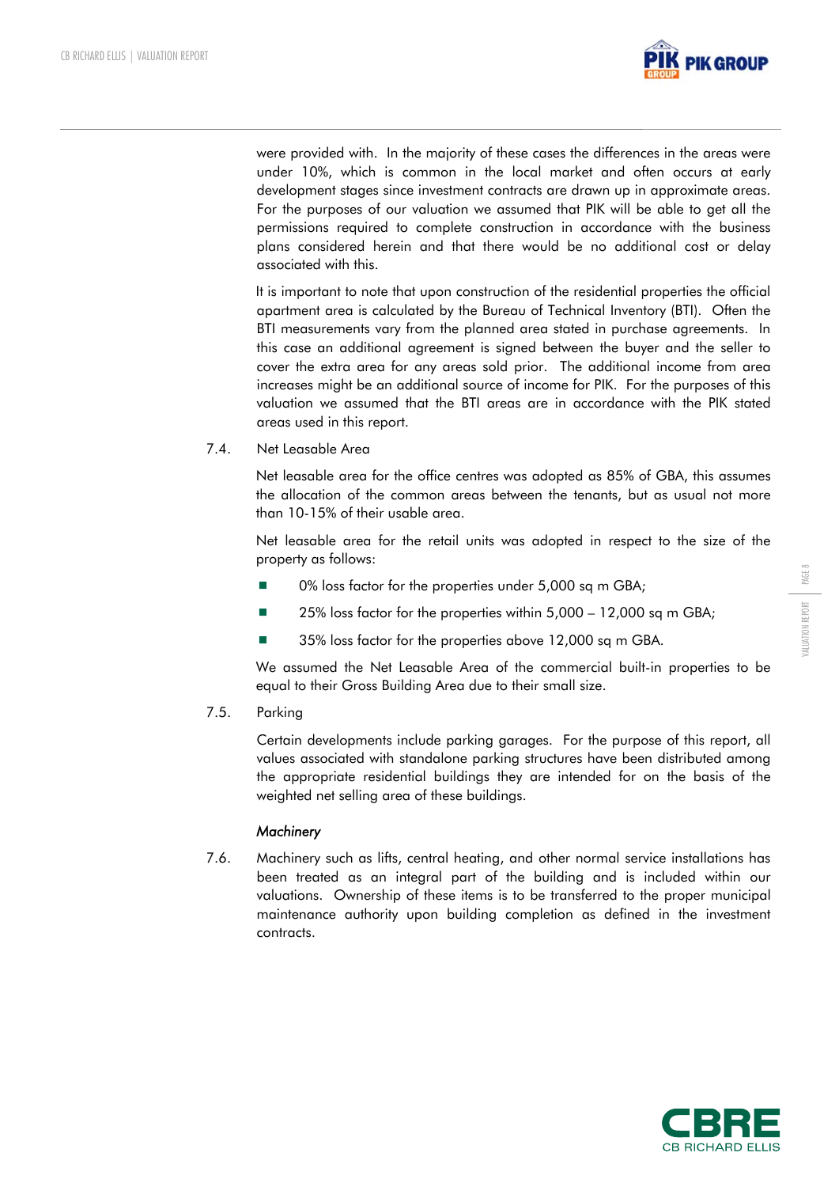were provided with. In the majority of these cases the differences in the areas were under 10%, which is common in the local market and often occurs at early development stages since investment contracts are drawn up in approximate areas. For the purposes of our valuation we assumed that PIK will be able to get all the permissions required to complete construction in accordance with the business plans considered herein and that there would be no additional cost or delay associated with this.

It is important to note that upon construction of the residential properties the official apartment area is calculated by the Bureau of Technical Inventory (BTI). Often the BTI measurements vary from the planned area stated in purchase agreements. In this case an additional agreement is signed between the buyer and the seller to cover the extra area for any areas sold prior. The additional income from area increases might be an additional source of income for PIK. For the purposes of this valuation we assumed that the BTI areas are in accordance with the PIK stated areas used in this report.

7.4. Net Leasable Area

Net leasable area for the office centres was adopted as 85% of GBA, this assumes the allocation of the common areas between the tenants, but as usual not more than 10-15% of their usable area.

Net leasable area for the retail units was adopted in respect to the size of the property as follows:

- 0% loss factor for the properties under 5,000 sq m GBA;
- 25% loss factor for the properties within 5,000 – 12,000 sq m GBA;
- 35% loss factor for the properties above 12,000 sq m GBA.

We assumed the Net Leasable Area of the commercial built-in properties to be equal to their Gross Building Area due to their small size.

7.5. Parking

Certain developments include parking garages. For the purpose of this report, all values associated with standalone parking structures have been distributed among the appropriate residential buildings they are intended for on the basis of the weighted net selling area of these buildings.

*Machinery*

7.6. Machinery such as lifts, central heating, and other normal service installations has been treated as an integral part of the building and is included within our valuations. Ownership of these items is to be transferred to the proper municipal maintenance authority upon building completion as defined in the investment contracts.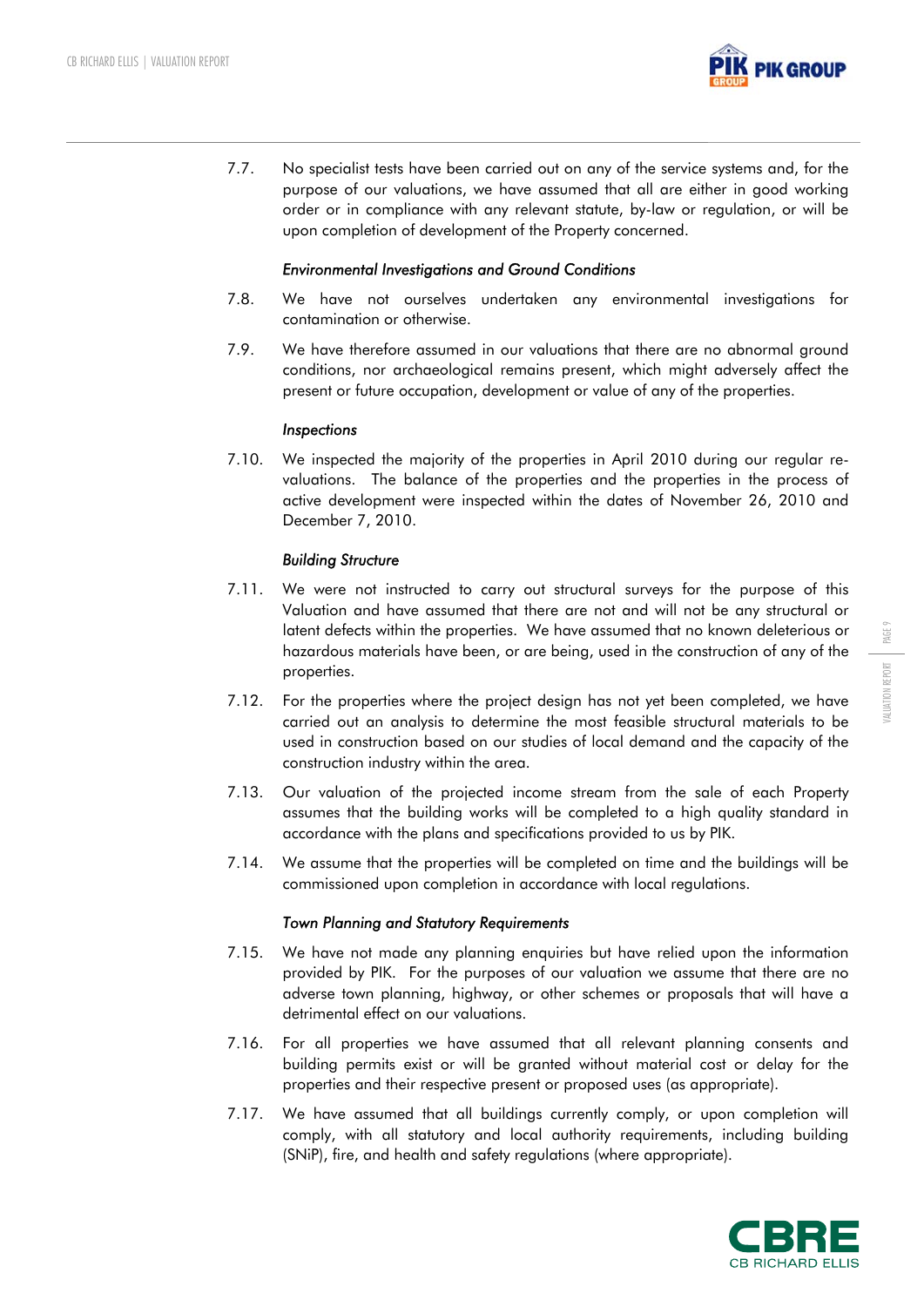7.7. No specialist tests have been carried out on any of the service systems and, for the purpose of our valuations, we have assumed that all are either in good working order or in compliance with any relevant statute, by-law or regulation, or will be upon completion of development of the Property concerned.

*Environmental Investigations and Ground Conditions*

7.8. We have not ourselves undertaken any environmental investigations for contamination or otherwise.

7.9. We have therefore assumed in our valuations that there are no abnormal ground conditions, nor archaeological remains present, which might adversely affect the present or future occupation, development or value of any of the properties.

*Inspections*

7.10. We inspected the majority of the properties in April 2010 during our regular re-valuations. The balance of the properties and the properties in the process of active development were inspected within the dates of November 26, 2010 and December 7, 2010.

*Building Structure*

7.11. We were not instructed to carry out structural surveys for the purpose of this Valuation and have assumed that there are not and will not be any structural or latent defects within the properties. We have assumed that no known deleterious or hazardous materials have been, or are being, used in the construction of any of the properties.

7.12. For the properties where the project design has not yet been completed, we have carried out an analysis to determine the most feasible structural materials to be used in construction based on our studies of local demand and the capacity of the construction industry within the area.

7.13. Our valuation of the projected income stream from the sale of each Property assumes that the building works will be completed to a high quality standard in accordance with the plans and specifications provided to us by PIK.

7.14. We assume that the properties will be completed on time and the buildings will be commissioned upon completion in accordance with local regulations.

*Town Planning and Statutory Requirements*

7.15. We have not made any planning enquiries but have relied upon the information provided by PIK. For the purposes of our valuation we assume that there are no adverse town planning, highway, or other schemes or proposals that will have a detrimental effect on our valuations.

7.16. For all properties we have assumed that all relevant planning consents and building permits exist or will be granted without material cost or delay for the properties and their respective present or proposed uses (as appropriate).

7.17. We have assumed that all buildings currently comply, or upon completion will comply, with all statutory and local authority requirements, including building (SNiP), fire, and health and safety regulations (where appropriate).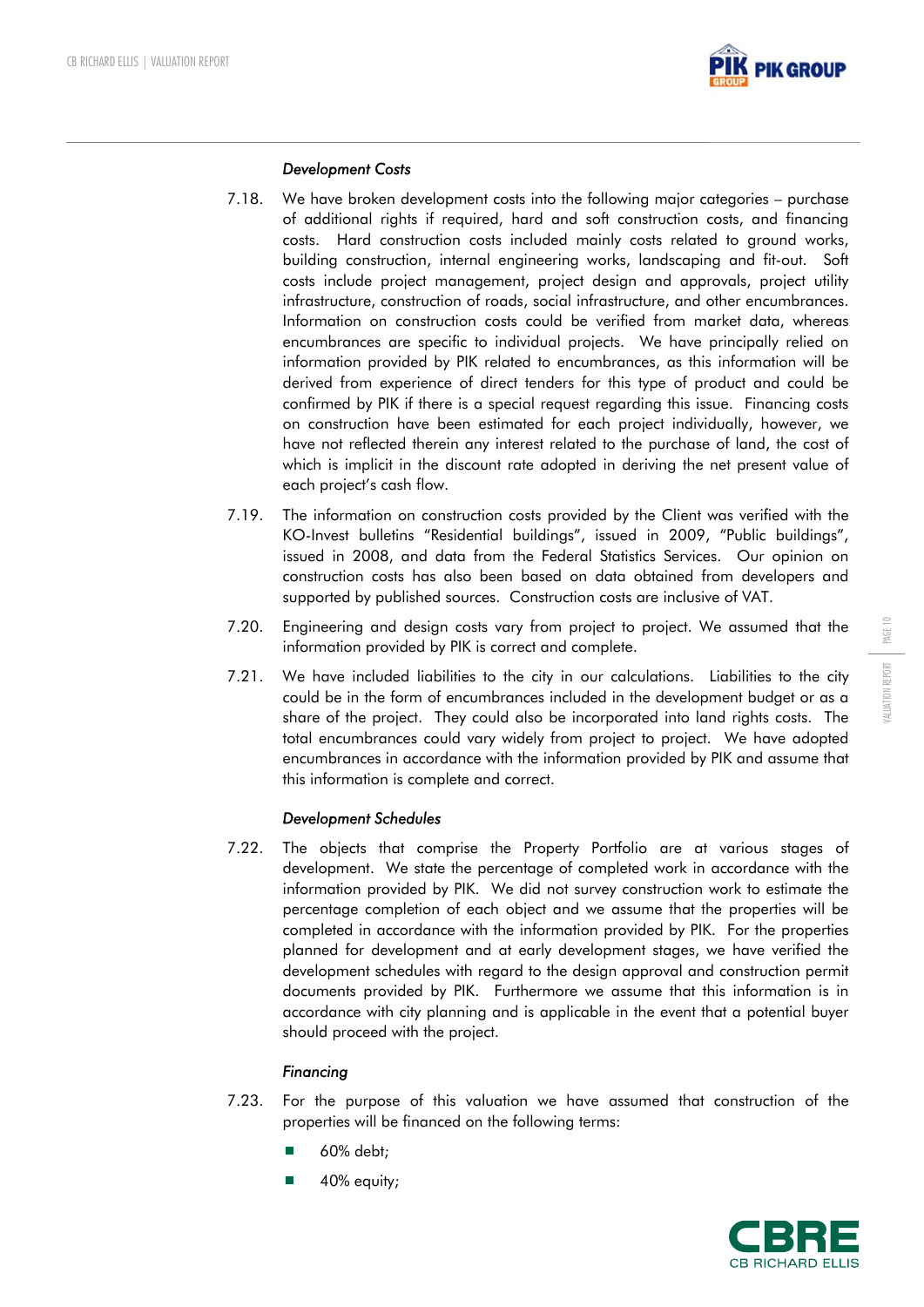*Development Costs*

7.18. We have broken development costs into the following major categories – purchase of additional rights if required, hard and soft construction costs, and financing costs. Hard construction costs included mainly costs related to ground works, building construction, internal engineering works, landscaping and fit-out. Soft costs include project management, project design and approvals, project utility infrastructure, construction of roads, social infrastructure, and other encumbrances. Information on construction costs could be verified from market data, whereas encumbrances are specific to individual projects. We have principally relied on information provided by PIK related to encumbrances, as this information will be derived from experience of direct tenders for this type of product and could be confirmed by PIK if there is a special request regarding this issue. Financing costs on construction have been estimated for each project individually, however, we have not reflected therein any interest related to the purchase of land, the cost of which is implicit in the discount rate adopted in deriving the net present value of each project's cash flow.

7.19. The information on construction costs provided by the Client was verified with the KO-Invest bulletins "Residential buildings", issued in 2009, "Public buildings", issued in 2008, and data from the Federal Statistics Services. Our opinion on construction costs has also been based on data obtained from developers and supported by published sources. Construction costs are inclusive of VAT.

7.20. Engineering and design costs vary from project to project. We assumed that the information provided by PIK is correct and complete.

7.21. We have included liabilities to the city in our calculations. Liabilities to the city could be in the form of encumbrances included in the development budget or as a share of the project. They could also be incorporated into land rights costs. The total encumbrances could vary widely from project to project. We have adopted encumbrances in accordance with the information provided by PIK and assume that this information is complete and correct.

*Development Schedules*

7.22. The objects that comprise the Property Portfolio are at various stages of development. We state the percentage of completed work in accordance with the information provided by PIK. We did not survey construction work to estimate the percentage completion of each object and we assume that the properties will be completed in accordance with the information provided by PIK. For the properties planned for development and at early development stages, we have verified the development schedules with regard to the design approval and construction permit documents provided by PIK. Furthermore we assume that this information is in accordance with city planning and is applicable in the event that a potential buyer should proceed with the project.

*Financing*

7.23. For the purpose of this valuation we have assumed that construction of the properties will be financed on the following terms:

- 60% debt;
- 40% equity;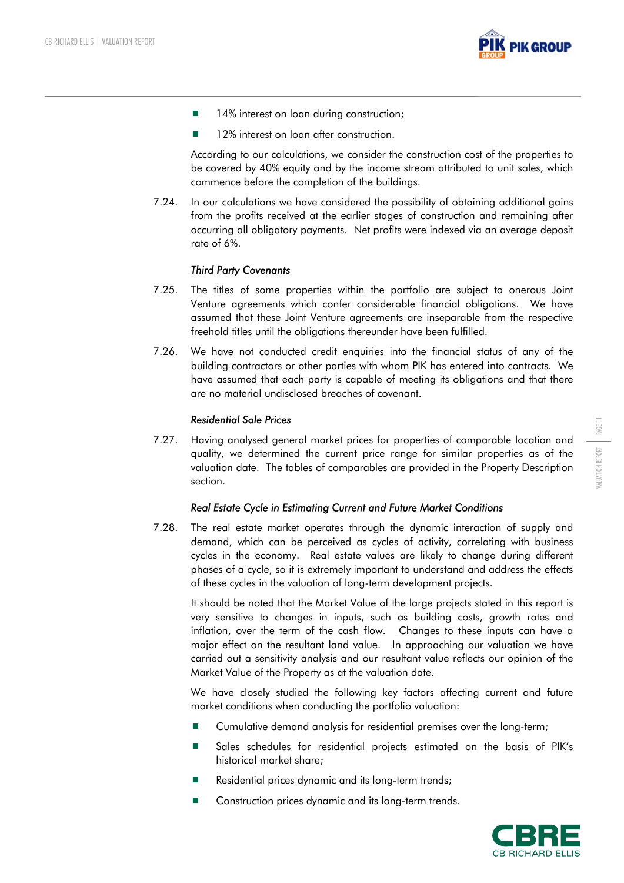- 14% interest on loan during construction;
- 12% interest on loan after construction.

According to our calculations, we consider the construction cost of the properties to be covered by 40% equity and by the income stream attributed to unit sales, which commence before the completion of the buildings.

7.24. In our calculations we have considered the possibility of obtaining additional gains from the profits received at the earlier stages of construction and remaining after occurring all obligatory payments. Net profits were indexed via an average deposit rate of 6%.

*Third Party Covenants*

7.25. The titles of some properties within the portfolio are subject to onerous Joint Venture agreements which confer considerable financial obligations. We have assumed that these Joint Venture agreements are inseparable from the respective freehold titles until the obligations thereunder have been fulfilled.

7.26. We have not conducted credit enquiries into the financial status of any of the building contractors or other parties with whom PIK has entered into contracts. We have assumed that each party is capable of meeting its obligations and that there are no material undisclosed breaches of covenant.

*Residential Sale Prices*

7.27. Having analysed general market prices for properties of comparable location and quality, we determined the current price range for similar properties as of the valuation date. The tables of comparables are provided in the Property Description section.

*Real Estate Cycle in Estimating Current and Future Market Conditions*

7.28. The real estate market operates through the dynamic interaction of supply and demand, which can be perceived as cycles of activity, correlating with business cycles in the economy. Real estate values are likely to change during different phases of a cycle, so it is extremely important to understand and address the effects of these cycles in the valuation of long-term development projects.

It should be noted that the Market Value of the large projects stated in this report is very sensitive to changes in inputs, such as building costs, growth rates and inflation, over the term of the cash flow. Changes to these inputs can have a major effect on the resultant land value. In approaching our valuation we have carried out a sensitivity analysis and our resultant value reflects our opinion of the Market Value of the Property as at the valuation date.

We have closely studied the following key factors affecting current and future market conditions when conducting the portfolio valuation:

- Cumulative demand analysis for residential premises over the long-term;
- Sales schedules for residential projects estimated on the basis of PIK's historical market share;
- Residential prices dynamic and its long-term trends;
- Construction prices dynamic and its long-term trends.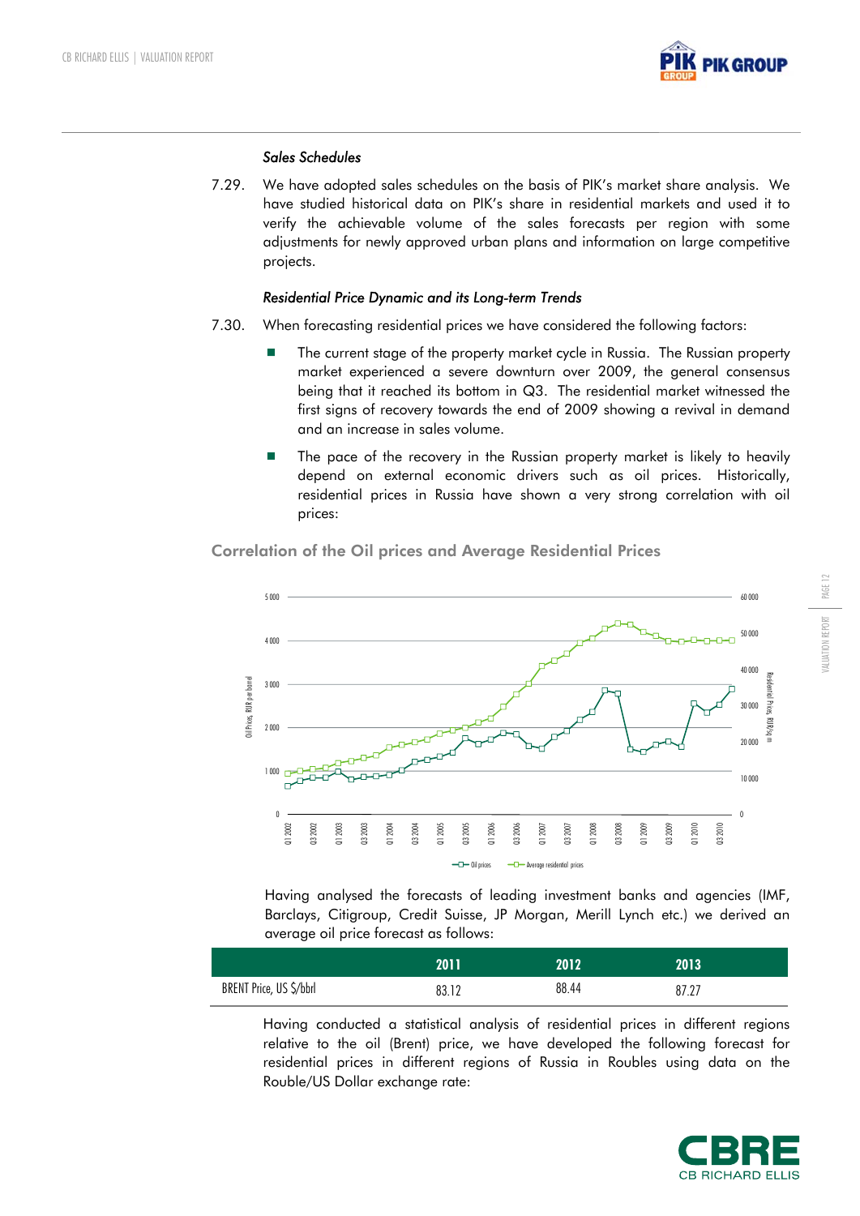*Sales Schedules*

7.29. We have adopted sales schedules on the basis of PIK's market share analysis. We have studied historical data on PIK's share in residential markets and used it to verify the achievable volume of the sales forecasts per region with some adjustments for newly approved urban plans and information on large competitive projects.

*Residential Price Dynamic and its Long-term Trends*

7.30. When forecasting residential prices we have considered the following factors:

- The current stage of the property market cycle in Russia. The Russian property market experienced a severe downturn over 2009, the general consensus being that it reached its bottom in Q3. The residential market witnessed the first signs of recovery towards the end of 2009 showing a revival in demand and an increase in sales volume.
- The pace of the recovery in the Russian property market is likely to heavily depend on external economic drivers such as oil prices. Historically, residential prices in Russia have shown a very strong correlation with oil prices:

**Correlation of the Oil prices and Average Residential Prices**

Having analysed the forecasts of leading investment banks and agencies (IMF, Barclays, Citigroup, Credit Suisse, JP Morgan, Merill Lynch etc.) we derived an average oil price forecast as follows:

| | 2011 | 2012 | 2013 |
|---|---|---|---|
| BRENT Price, US $/bbl | 83.12 | 88.44 | 87.27 |

Having conducted a statistical analysis of residential prices in different regions relative to the oil (Brent) price, we have developed the following forecast for residential prices in different regions of Russia in Roubles using data on the Rouble/US Dollar exchange rate: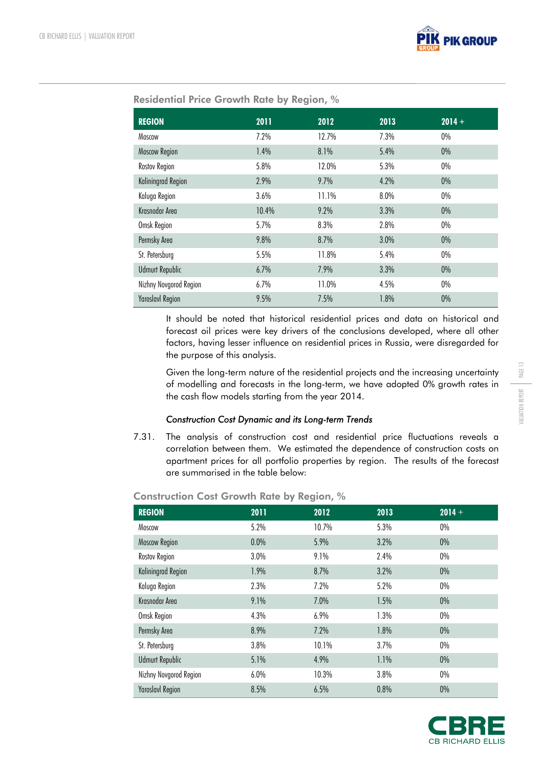### Residential Price Growth Rate by Region, %

| REGION | 2011 | 2012 | 2013 | 2014 + |
|---|---|---|---|---|
| Moscow | 7.2% | 12.7% | 7.3% | 0% |
| Moscow Region | 1.4% | 8.1% | 5.4% | 0% |
| Rostov Region | 5.8% | 12.0% | 5.3% | 0% |
| Kaliningrad Region | 2.9% | 9.7% | 4.2% | 0% |
| Kaluga Region | 3.6% | 11.1% | 8.0% | 0% |
| Krasnodar Area | 10.4% | 9.2% | 3.3% | 0% |
| Omsk Region | 5.7% | 8.3% | 2.8% | 0% |
| Permsky Area | 9.8% | 8.7% | 3.0% | 0% |
| St. Petersburg | 5.5% | 11.8% | 5.4% | 0% |
| Udmurt Republic | 6.7% | 7.9% | 3.3% | 0% |
| Nizhny Novgorod Region | 6.7% | 11.0% | 4.5% | 0% |
| Yaroslavl Region | 9.5% | 7.5% | 1.8% | 0% |

It should be noted that historical residential prices and data on historical and forecast oil prices were key drivers of the conclusions developed, where all other factors, having lesser influence on residential prices in Russia, were disregarded for the purpose of this analysis.

Given the long-term nature of the residential projects and the increasing uncertainty of modelling and forecasts in the long-term, we have adopted 0% growth rates in the cash flow models starting from the year 2014.

*Construction Cost Dynamic and its Long-term Trends*

7.31. The analysis of construction cost and residential price fluctuations reveals a correlation between them. We estimated the dependence of construction costs on apartment prices for all portfolio properties by region. The results of the forecast are summarised in the table below:

### Construction Cost Growth Rate by Region, %

| REGION | 2011 | 2012 | 2013 | 2014 + |
|---|---|---|---|---|
| Moscow | 5.2% | 10.7% | 5.3% | 0% |
| Moscow Region | 0.0% | 5.9% | 3.2% | 0% |
| Rostov Region | 3.0% | 9.1% | 2.4% | 0% |
| Kaliningrad Region | 1.9% | 8.7% | 3.2% | 0% |
| Kaluga Region | 2.3% | 7.2% | 5.2% | 0% |
| Krasnodar Area | 9.1% | 7.0% | 1.5% | 0% |
| Omsk Region | 4.3% | 6.9% | 1.3% | 0% |
| Permsky Area | 8.9% | 7.2% | 1.8% | 0% |
| St. Petersburg | 3.8% | 10.1% | 3.7% | 0% |
| Udmurt Republic | 5.1% | 4.9% | 1.1% | 0% |
| Nizhny Novgorod Region | 6.0% | 10.3% | 3.8% | 0% |
| Yaroslavl Region | 8.5% | 6.5% | 0.8% | 0% |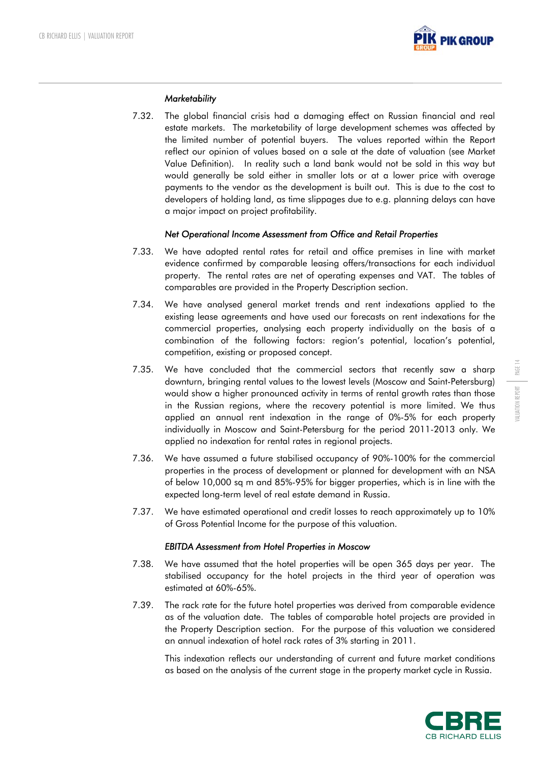*Marketability*

7.32. The global financial crisis had a damaging effect on Russian financial and real estate markets. The marketability of large development schemes was affected by the limited number of potential buyers. The values reported within the Report reflect our opinion of values based on a sale at the date of valuation (see Market Value Definition). In reality such a land bank would not be sold in this way but would generally be sold either in smaller lots or at a lower price with overage payments to the vendor as the development is built out. This is due to the cost to developers of holding land, as time slippages due to e.g. planning delays can have a major impact on project profitability.

*Net Operational Income Assessment from Office and Retail Properties*

7.33. We have adopted rental rates for retail and office premises in line with market evidence confirmed by comparable leasing offers/transactions for each individual property. The rental rates are net of operating expenses and VAT. The tables of comparables are provided in the Property Description section.

7.34. We have analysed general market trends and rent indexations applied to the existing lease agreements and have used our forecasts on rent indexations for the commercial properties, analysing each property individually on the basis of a combination of the following factors: region's potential, location's potential, competition, existing or proposed concept.

7.35. We have concluded that the commercial sectors that recently saw a sharp downturn, bringing rental values to the lowest levels (Moscow and Saint-Petersburg) would show a higher pronounced activity in terms of rental growth rates than those in the Russian regions, where the recovery potential is more limited. We thus applied an annual rent indexation in the range of 0%-5% for each property individually in Moscow and Saint-Petersburg for the period 2011-2013 only. We applied no indexation for rental rates in regional projects.

7.36. We have assumed a future stabilised occupancy of 90%-100% for the commercial properties in the process of development or planned for development with an NSA of below 10,000 sq m and 85%-95% for bigger properties, which is in line with the expected long-term level of real estate demand in Russia.

7.37. We have estimated operational and credit losses to reach approximately up to 10% of Gross Potential Income for the purpose of this valuation.

*EBITDA Assessment from Hotel Properties in Moscow*

7.38. We have assumed that the hotel properties will be open 365 days per year. The stabilised occupancy for the hotel projects in the third year of operation was estimated at 60%-65%.

7.39. The rack rate for the future hotel properties was derived from comparable evidence as of the valuation date. The tables of comparable hotel projects are provided in the Property Description section. For the purpose of this valuation we considered an annual indexation of hotel rack rates of 3% starting in 2011.

This indexation reflects our understanding of current and future market conditions as based on the analysis of the current stage in the property market cycle in Russia.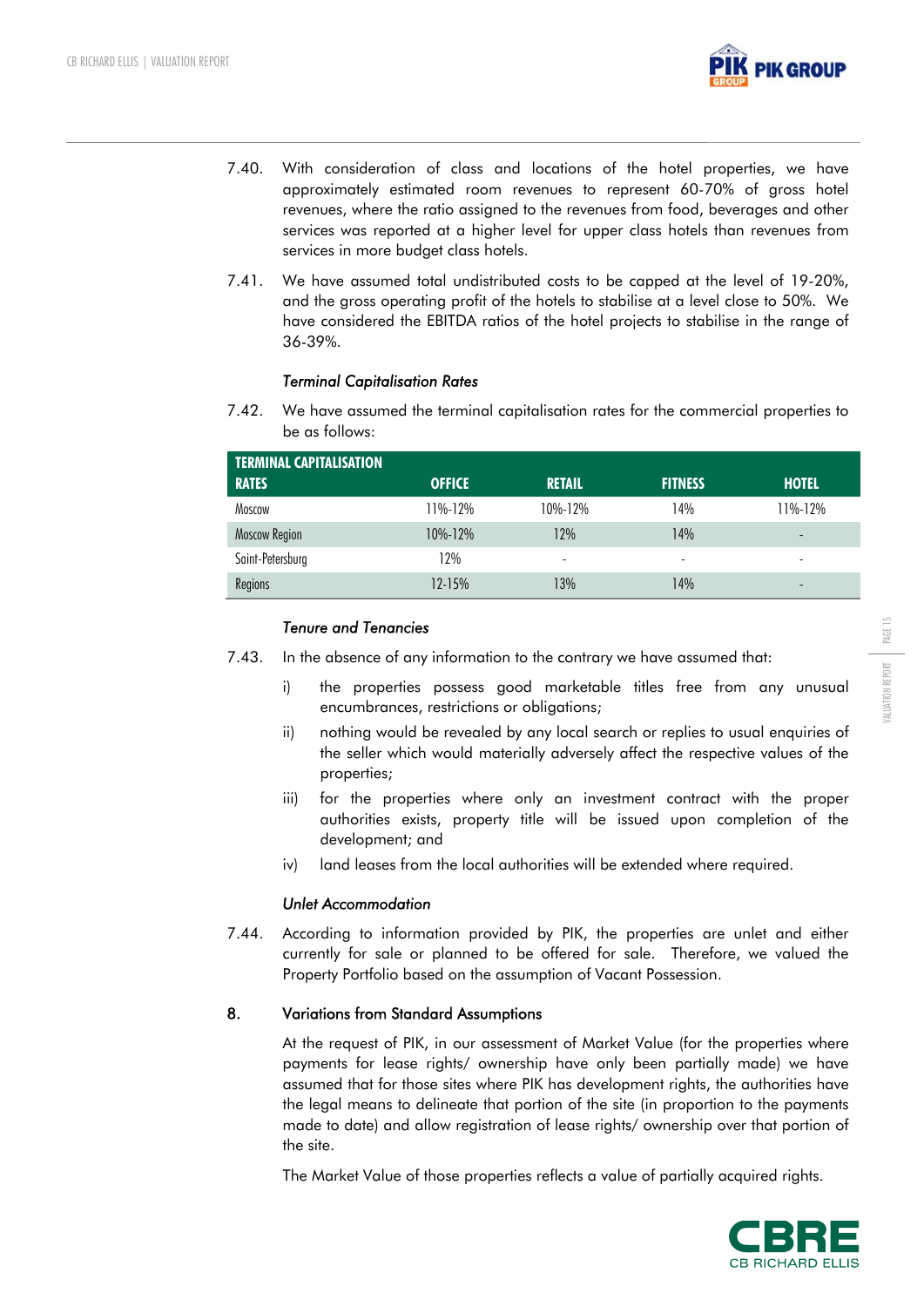7.40. With consideration of class and locations of the hotel properties, we have approximately estimated room revenues to represent 60-70% of gross hotel revenues, where the ratio assigned to the revenues from food, beverages and other services was reported at a higher level for upper class hotels than revenues from services in more budget class hotels.

7.41. We have assumed total undistributed costs to be capped at the level of 19-20%, and the gross operating profit of the hotels to stabilise at a level close to 50%. We have considered the EBITDA ratios of the hotel projects to stabilise in the range of 36-39%.

*Terminal Capitalisation Rates*

7.42. We have assumed the terminal capitalisation rates for the commercial properties to be as follows:

| TERMINAL CAPITALISATION RATES | OFFICE | RETAIL | FITNESS | HOTEL |
|---|---|---|---|---|
| Moscow | 11%-12% | 10%-12% | 14% | 11%-12% |
| Moscow Region | 10%-12% | 12% | 14% | - |
| Saint-Petersburg | 12% | - | - | - |
| Regions | 12-15% | 13% | 14% | - |

*Tenure and Tenancies*

7.43. In the absence of any information to the contrary we have assumed that:

i) the properties possess good marketable titles free from any unusual encumbrances, restrictions or obligations;

ii) nothing would be revealed by any local search or replies to usual enquiries of the seller which would materially adversely affect the respective values of the properties;

iii) for the properties where only an investment contract with the proper authorities exists, property title will be issued upon completion of the development; and

iv) land leases from the local authorities will be extended where required.

*Unlet Accommodation*

7.44. According to information provided by PIK, the properties are unlet and either currently for sale or planned to be offered for sale. Therefore, we valued the Property Portfolio based on the assumption of Vacant Possession.

## 8. Variations from Standard Assumptions

At the request of PIK, in our assessment of Market Value (for the properties where payments for lease rights/ ownership have only been partially made) we have assumed that for those sites where PIK has development rights, the authorities have the legal means to delineate that portion of the site (in proportion to the payments made to date) and allow registration of lease rights/ ownership over that portion of the site.

The Market Value of those properties reflects a value of partially acquired rights.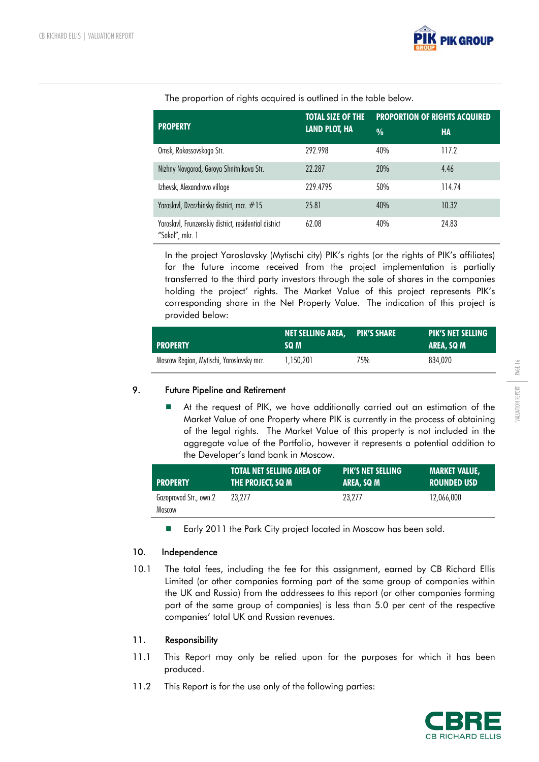The proportion of rights acquired is outlined in the table below.

| PROPERTY | TOTAL SIZE OF THE LAND PLOT, HA | PROPORTION OF RIGHTS ACQUIRED | |
|---|---|---|---|
| | | % | HA |
| Omsk, Rokossovskogo Str. | 292.998 | 40% | 117.2 |
| Nizhny Novgorod, Geroya Shnitnikova Str. | 22.287 | 20% | 4.46 |
| Izhevsk, Alexandrovo village | 229.4795 | 50% | 114.74 |
| Yaroslavl, Dzerzhinsky district, mcr. #15 | 25.81 | 40% | 10.32 |
| Yaroslavl, Frunzenskiy district, residential district "Sokol", mkr. 1 | 62.08 | 40% | 24.83 |

In the project Yaroslavsky (Mytischi city) PIK's rights (or the rights of PIK's affiliates) for the future income received from the project implementation is partially transferred to the third party investors through the sale of shares in the companies holding the project' rights. The Market Value of this project represents PIK's corresponding share in the Net Property Value. The indication of this project is provided below:

| PROPERTY | NET SELLING AREA, SQ M | PIK'S SHARE | PIK'S NET SELLING AREA, SQ M |
|---|---|---|---|
| Moscow Region, Mytischi, Yaroslavsky mcr. | 1,150,201 | 75% | 834,020 |

## 9. Future Pipeline and Retirement

- At the request of PIK, we have additionally carried out an estimation of the Market Value of one Property where PIK is currently in the process of obtaining of the legal rights. The Market Value of this property is not included in the aggregate value of the Portfolio, however it represents a potential addition to the Developer's land bank in Moscow.

| PROPERTY | TOTAL NET SELLING AREA OF THE PROJECT, SQ M | PIK'S NET SELLING AREA, SQ M | MARKET VALUE, ROUNDED USD |
|---|---|---|---|
| Gazoprovod Str., own.2 Moscow | 23,277 | 23,277 | 12,066,000 |

- Early 2011 the Park City project located in Moscow has been sold.

## 10. Independence

10.1 The total fees, including the fee for this assignment, earned by CB Richard Ellis Limited (or other companies forming part of the same group of companies within the UK and Russia) from the addressees to this report (or other companies forming part of the same group of companies) is less than 5.0 per cent of the respective companies' total UK and Russian revenues.

## 11. Responsibility

11.1 This Report may only be relied upon for the purposes for which it has been produced.

11.2 This Report is for the use only of the following parties: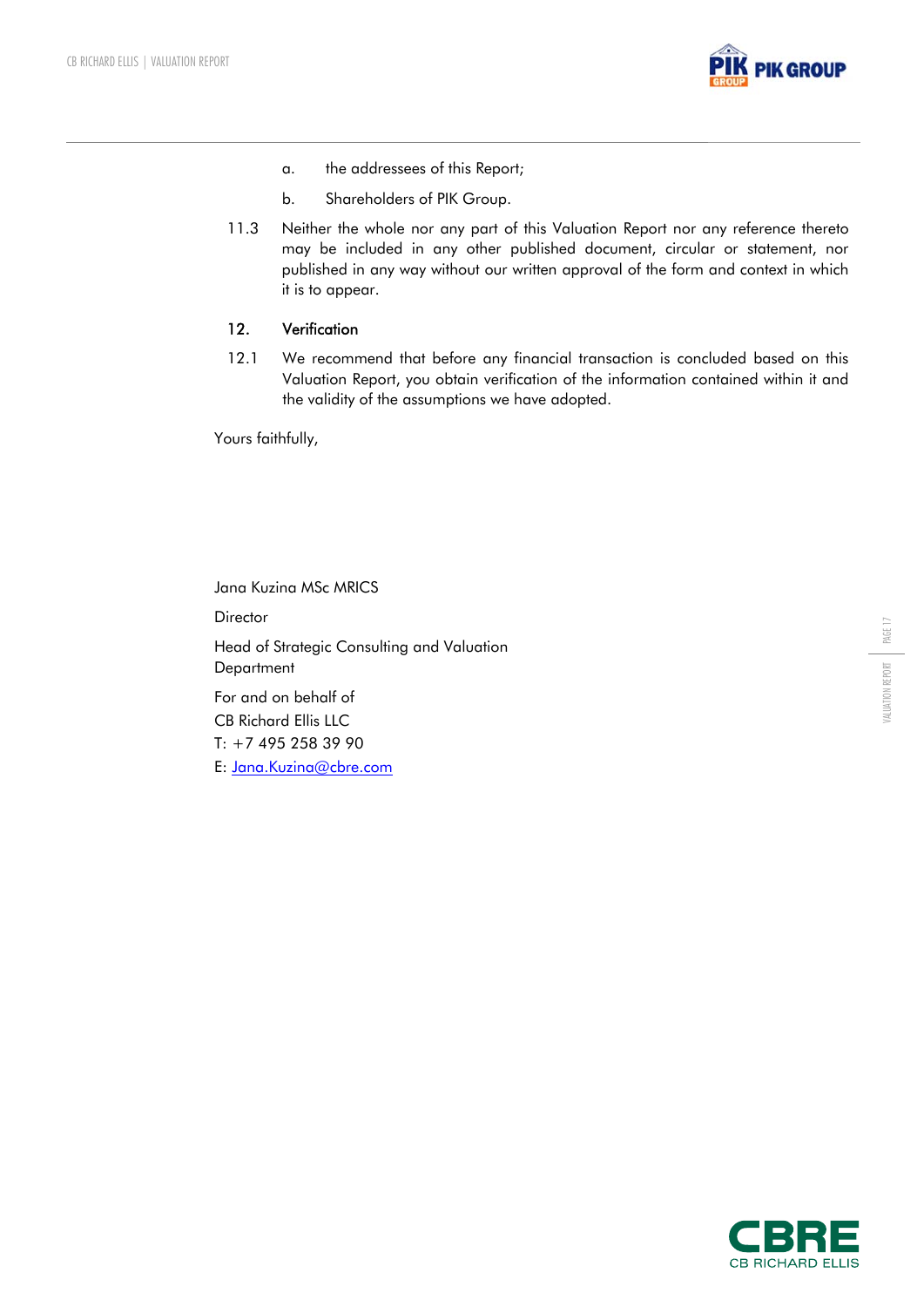a. the addressees of this Report;

b. Shareholders of PIK Group.

11.3 Neither the whole nor any part of this Valuation Report nor any reference thereto may be included in any other published document, circular or statement, nor published in any way without our written approval of the form and context in which it is to appear.

## 12. Verification

12.1 We recommend that before any financial transaction is concluded based on this Valuation Report, you obtain verification of the information contained within it and the validity of the assumptions we have adopted.

Yours faithfully,

Jana Kuzina MSc MRICS

Director

Head of Strategic Consulting and Valuation Department

For and on behalf of
CB Richard Ellis LLC
T: +7 495 258 39 90
E: Jana.Kuzina@cbre.com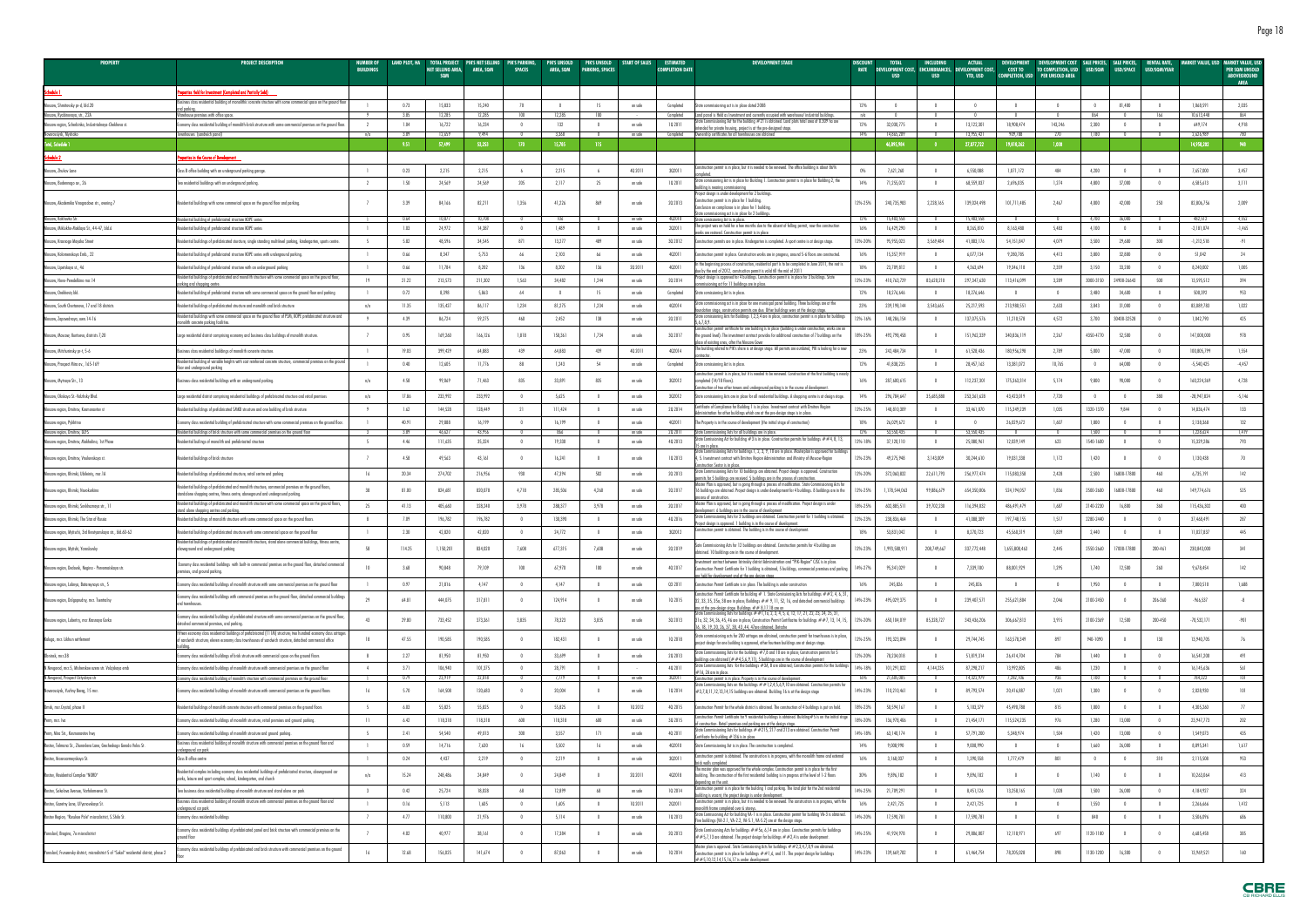| PROPERTY | PROJECT DESCRIPTION | NUMBER OF BUILDINGS | LAND PLOT, HA | TOTAL PROJECT NET SELLING AREA, SQM | PH'S NET SELLING AREA, SQM | PH'S PARKING, SPACES | PH'S UNSOLD AREA, SQM | PH'S UNSOLD PARKING, SPACES | START OF SALES | ESTIMATED COMPLETION DATE | DEVELOPMENT STAGE | DISCOUNT RATE | TOTAL DEVELOPMENT COST, USD | INCLUDING ENCUMBRANCES, USD | ACTUAL DEVELOPMENT COST, YTD, USD | DEVELOPMENT COST TO COMPLETION, USD | DEVELOPMENT COST TO COMPLETION, USD PER UNSOLD AREA | SALE PRICES, USD/SQM | SALE PRICES, USD/SPACE | RENTAL RATE, USD/SQM/YEAR | MARKET VALUE, USD | MARKET VALUE, USD PER SQM UNSOLD ABOVEGROUND AREA |
|---|---|---|---|---|---|---|---|---|---|---|---|---|---|---|---|---|---|---|---|---|---|---|
| **Schedule 1** | **Properties Held for Investment (Completed and Partially Sold)** | | | | | | | | | | | | | | | | | | | | | |
| Moscow, Shmitovsky pr-d, bld.20 | Business class residential building of monolithic concrete structure with some commercial space on the ground floor and parking | 1 | 0.73 | 15,833 | 15,240 | 78 | 0 | 15 | on sale | Completed | State commissioning act is in place dated 2008 | 12% | 0 | 0 | 0 | 0 | 0 | 0 | 81,400 | 0 | 1,868,591 | 2,035 |
| Moscow, Ryabinovaya str., 22A | Warehouse premises with office space | 9 | 3.85 | 12,285 | 12,285 | 100 | 12,285 | 100 | | Completed | Land parcel is Held as Investment and currently occupied with warehouse/industrial buildings | n/a | 0 | 0 | 0 | 0 | 0 | 864 | 0 | 164 | 10,615,440 | 864 |
| Moscow region, Schelkovo, Industrialnaya-Chekhova st. | Economy class residential building of monolith-brick structure with some commercial premises on the ground floor | 2 | 1.04 | 16,722 | 16,234 | 0 | 133 | 0 | on sale | 1Q 2011 | State Commissioning Act for the buildings #2/1 is obtained. Land plots total area of 0.309 ha are intended for private housing, projects is at the pre-designed stage. | 12% | 32,030,775 | 0 | 13,122,301 | 18,908,474 | 143,246 | 2,300 | 0 | 0 | 649,174 | 4,918 |
| Novorossiysk, Myskhako | Townhouses (sandwich panel) | n/a | 3.89 | 13,659 | 9,494 | 0 | 3,364 | 0 | on sale | Completed | Ownership certificates for all townhouses are obtained | 14% | 14,035,209 | 0 | 13,095,421 | 939,788 | 270 | 1,100 | 0 | 0 | 2,624,989 | 780 |
| **Total, Schedule 1** | | | **9.51** | **57,499** | **53,253** | **178** | **15,785** | **115** | | | | | **46,065,984** | **0** | **27,217,722** | **19,848,262** | **1,258** | | | | **15,758,202** | **998** |
| **Schedule 2** | **Properties in the Course of Development** | | | | | | | | | | | | | | | | | | | | | |
| Moscow, Zhukov lane | Class B office building with an underground parking garage | 1 | 0.22 | 2,215 | 2,215 | 6 | 2,215 | 6 | 4Q 2011 | 3Q 2011 | Construction permit is in place, but it is needed to be renewed. The office building is about 80% completed. | 0% | 7,621,260 | 0 | 6,550,088 | 1,071,172 | 484 | 4,200 | 0 | 0 | 7,657,000 | 3,457 |
| Moscow, Rodionovaya str., 2b | Two residential buildings with an underground parking | 2 | 1.50 | 24,569 | 24,569 | 205 | 2,117 | 25 | on sale | 1Q 2011 | State commissioning Act is in place for Building 1. Construction permit is in place for Building 2, the building is nearing commissioning. | 14% | 71,255,072 | 0 | 68,559,037 | 2,696,035 | 1,274 | 4,800 | 37,000 | 0 | 6,585,615 | 3,111 |
| Moscow, Akademika Vinogradova str., owning 7 | Residential building with some commercial space on the ground floor and parking | 7 | 3.39 | 84,166 | 82,211 | 1,356 | 41,226 | 869 | on sale | 3Q 2013 | Project design is under development for 2 buildings. Construction permit is in place for 1 building. Conclusion on compliance is in place for 1 building. State commissioning act is in place for 3 buildings. | 13%-25% | 248,735,983 | 2,238,165 | 139,024,498 | 101,711,485 | 2,467 | 4,000 | 42,000 | 250 | 82,806,756 | 2,009 |
| Moscow, Nakhimov Str. | Residential building of prefabricated structure KOPE series | 1 | 0.64 | 10,877 | 10,708 | 0 | 106 | 0 | on sale | 4Q2010 | State commissioning Act is in place | 12% | 15,483,558 | 0 | 15,483,558 | 0 | 0 | 4,700 | 36,000 | 0 | 482,512 | 4,552 |
| Moscow, Mikluho-Maklaya St., 44-47, bld.6 | Residential building of prefabricated structure KOPE series | 1 | 1.03 | 24,972 | 14,387 | 0 | 1,489 | 0 | on sale | 3Q2011 | The project was on hold for a few months due to the absent of building permit, now the construction works are restored. Construction permit is in place | 16% | 16,429,290 | 0 | 8,266,810 | 8,163,480 | 5,483 | 4,100 | 0 | 0 | -2,181,874 | -1,465 |
| Moscow, Krasnogo Mayaka Street | Residential building of prefabricated structure, single standing multilevel parking, kindergarten, sports centre. | 5 | 5.82 | 48,596 | 34,545 | 871 | 13,377 | 489 | on sale | 3Q 2012 | Construction permits are in place. Kindergarten is completed. A sport centre is at design stage. | 13%-20% | 95,955,025 | 3,569,484 | 41,803,776 | 54,151,847 | 4,079 | 3,500 | 29,600 | 300 | -1,212,538 | -91 |
| Moscow, Kolomenskaya Emb., 22 | Residential building of prefabricated structure KOPE series with underground parking | 1 | 0.66 | 8,347 | 5,753 | 66 | 2,103 | 66 | on sale | 4Q2011 | Construction permit is in place. Construction works are in progress; second 5-6 floors are constructed. | 16% | 15,357,919 | 0 | 6,077,134 | 9,280,785 | 4,413 | 3,800 | 32,800 | 0 | 51,042 | 24 |
| Moscow, Lipetskaya st., 46 | Residential building of prefabricated structure with an underground parking | 1 | 0.66 | 11,784 | 8,202 | 136 | 8,202 | 136 | 3Q 2011 | 4Q2011 | In the beginning process of construction, residential part is to be completed in June 2011, the rest is due by the end of 2012, construction permit is valid till the end of 2011 | 18% | 23,709,812 | 0 | 4,363,694 | 19,346,118 | 2,359 | 3,150 | 33,200 | 0 | 8,240,002 | 1,005 |
| Moscow, Novo-Peredelkino mcr 14 | Residential building of prefabricated and monolith structure with some commercial space on the ground floor, parking and shopping centre | 19 | 21.23 | 213,573 | 211,302 | 1,563 | 24,482 | 1,244 | on sale | 2Q 2014 | Project design is approved for 4 buildings. Construction permit is in place for 3 buildings. State commissioning act for 11 buildings are in place. | 13%-23% | 418,763,729 | 83,628,310 | 297,347,630 | 113,416,099 | 3,289 | 3000-3150 | 24900-26040 | 500 | 13,595,512 | 394 |
| Moscow, Osakhnovy bld. | Residential building of prefabricated structure with some commercial space on the ground floor and parking | 1 | 0.72 | 8,398 | 5,863 | 64 | 0 | 15 | on sale | Completed | State commissioning Act is in place | 12% | 18,276,646 | 0 | 18,276,646 | 0 | 0 | 3,480 | 34,600 | 0 | 508,592 | 953 |
| Moscow, South Chertanovo, 17 and 18 districts | Residential buildings of prefabricated structure and monolith and brick structure | n/a | 11.35 | 135,427 | 86,117 | 1,234 | 87,375 | 1,234 | on sale | 4Q2014 | State commissioning act is in place for one municipal panel building. Three buildings are at the foundation stage, construction permits are due. Other buildings were at the design stage. | 23% | 239,198,144 | 3,545,665 | 25,217,593 | 213,980,551 | 2,633 | 3,843 | 31,000 | 0 | 83,889,730 | 1,022 |
| Moscow, Zapovednaya, vnm 14-16 | Residential buildings with some commercial space on the ground floor of P3M, KOPE prefabricated structure and monolith concrete parking facilities | 9 | 4.39 | 86,724 | 59,275 | 468 | 2,452 | 138 | on sale | 3Q 2011 | State commissioning Acts for buildings 1,2,3,4 are in place, construction permit is in place for buildings 5,6,7,8,9 | 13%-16% | 148,286,154 | 0 | 137,075,574 | 11,210,578 | 4,572 | 3,700 | 30400-32538 | 0 | 1,842,790 | 435 |
| Moscow, Moscow, Rostovsk, districts 7,20 | Large residential district comprising economy and business class buildings of monolith structure. | 7 | 0.95 | 169,343 | 166,126 | 1,818 | 150,361 | 1,734 | on sale | 3Q 2017 | Construction permit is in place for one building is in place (building is under construction, works are on the ground level). The investment contract provides for additional construction of 7 buildings on the place of existing ones, after the Moscow Sewer | 18%-25% | 492,798,458 | 0 | 151,962,339 | 340,836,119 | 2,267 | 4050-4770 | 52,500 | 0 | 147,000,000 | 978 |
| Moscow, Mitchurinsky pr-t, 5-6 | Business class residential buildings of monolith concrete structure. | 1 | 19.83 | 399,439 | 64,883 | 439 | 64,883 | 439 | 4Q 2011 | 4Q2014 | The building related to PIK's share is at design stage. All permits are outdated; PIK is looking for a new contractor. | 25% | 242,484,734 | 0 | 61,528,436 | 180,956,298 | 2,789 | 5,800 | 47,000 | 0 | 100,805,799 | 1,554 |
| Moscow, Prospect Mira av., 165-169 | Residential building of variable heights with cast reinforced concrete structure, commercial premises on the ground floor and underground parking | 1 | 0.48 | 12,605 | 11,776 | 88 | 1,343 | 54 | on sale | Completed | State commissioning Act is in place | 12% | 41,838,235 | 0 | 28,457,163 | 13,381,072 | 10,765 | 0 | 64,000 | 0 | -5,540,425 | -4,457 |
| Moscow, Olympia Str., 13 | Business class residential buildings with an underground parking | n/a | 4.58 | 99,869 | 71,463 | 835 | 33,891 | 835 | on sale | 3Q2012 | Construction permit is in place, but it is needed to be renewed. Construction of the first building is nearly completed (14/18 floors). Construction of two other towers and underground parking is in the course of development. | 16% | 287,480,615 | 0 | 112,232,301 | 175,263,314 | 5,174 | 9,800 | 98,000 | 0 | 160,224,569 | 4,728 |
| Moscow, Otakovo St.-Kolchuky Blvd. | Large residential district comprising residential buildings of prefabricated structure and retail premises | n/a | 17.86 | 233,992 | 233,992 | 0 | 5,625 | 0 | on sale | 3Q2012 | State commissioning Acts are in place for all residential buildings. A shopping centre is at design stage. | 14% | 294,784,647 | 35,685,880 | 252,361,628 | 43,423,019 | 7,720 | 0 | 0 | 380 | -28,947,824 | -5,146 |
| Moscow region, Dmitrov, Kosmonavtov st. | Residential buildings of prefabricated SMKD structure and one building of brick structure | 9 | 1.62 | 144,528 | 128,449 | 31 | 111,424 | 0 | on sale | 2Q 2014 | Certificate of Compliance for Building 1 is in place. Investment contract with Dmitrov Region Administration for other buildings which are at the pre-design stage is in place. | 13%-25% | 148,810,389 | 0 | 33,461,070 | 115,349,319 | 1,035 | 1320-1370 | 9,844 | 0 | 14,836,474 | 133 |
| Moscow region, Pykhtino | Economy class residential building of prefabricated structure with some commercial premises on the ground floor. | 1 | 40.91 | 29,808 | 16,199 | 0 | 16,199 | 0 | on sale | 4Q2011 | The Property is in the course of development (the initial stage of construction) | 18% | 26,029,672 | 0 | 0 | 26,029,672 | 1,607 | 1,800 | 0 | 0 | 2,128,368 | 132 |
| Moscow region, Dmitrov, DZFS | Residential buildings of brick structure with some commercial premises on the ground floor | 3 | 3.09 | 46,627 | 45,956 | 0 | 866 | 0 | on sale | 2Q 2011 | State Commissioning Acts for all buildings are in place. | 12% | 53,558,435 | 0 | 53,558,435 | 0 | 0 | 1,500 | 0 | 0 | 1,228,624 | 1,419 |
| Moscow region, Dmitrov, Podlipchny, 1st Phase | Residential buildings of monolith and prefabricated structure | 5 | 4.46 | 111,635 | 35,324 | 0 | 19,330 | 0 | on sale | 4Q 2013 | State Commissioning Act for building #3 is in place. Construction permits for buildings ## 4, 8, 12, 15 are in place. | 13%-19% | 37,120,110 | 0 | 25,080,961 | 12,039,149 | 623 | 1540-1600 | 0 | 0 | 15,329,586 | 793 |
| Moscow region, Dmitrov, Vnukovskaya st. | Residential buildings of brick structure | 7 | 4.58 | 49,563 | 43,161 | 0 | 16,241 | 0 | on sale | 1Q 2013 | State Commissioning Acts for buildings 1, 2, 3, 9, 10 are in place. Masterplan is approved for buildings 4, 5. Investment contract with Dmitrov Region Administration and Ministry of Moscow Region Construction Sector is in place. | 13%-23% | 49,575,948 | 3,143,809 | 30,244,610 | 19,031,338 | 1,172 | 1,420 | 0 | 0 | 1,130,438 | 70 |
| Moscow region, Khimki, Ulbiknita, mcr.16 | Residential building of prefabricated structure, retail centre and parking | 16 | 20.34 | 274,702 | 216,956 | 930 | 47,394 | 582 | on sale | 3Q 2013 | State Commissioning Acts for 10 buildings are obtained. Project design is approved. Construction permits for 5 buildings are received. 5 buildings are in the process of construction. | 13%-20% | 372,060,822 | 22,611,195 | 256,977,474 | 115,083,358 | 2,428 | 2,500 | 16800-17800 | 460 | 6,735,191 | 142 |
| Moscow region, Khimki, Novokurkino | Residential buildings of prefabricated and monolith structure, commercial premises on the ground floors, standalone shopping centres, fitness centre, aboveground and underground parking | 38 | 81.00 | 824,681 | 820,078 | 4,718 | 285,506 | 4,268 | on sale | 3Q 2017 | Master Plan is approved, but is going through a process of modification. State Commissioning Acts for 16 buildings are obtained. Project design is under development for 4 buildings. 8 buildings are in the process of construction. | 13%-25% | 1,178,544,063 | 99,806,679 | 654,350,006 | 524,194,057 | 1,836 | 2500-3600 | 16800-17800 | 460 | 149,774,676 | 525 |
| Moscow region, Khimki, Sovkhoznaya str., 11 | Residential building of prefabricated and monolith structure with some commercial space on the ground floor, stand alone shopping centres and parking | 25 | 41.13 | 485,660 | 328,340 | 3,978 | 288,577 | 3,978 | on sale | 3Q 2017 | Master Plan is approved, but is going through a process of modification. Project design is under development; 4 buildings are in the course of development. | 18%-25% | 602,885,511 | 39,702,230 | 116,394,832 | 486,491,479 | 1,687 | 3140-3250 | 16,800 | 360 | 115,456,303 | 400 |
| Moscow region, Khimki, The Star of Russia | Residential building of monolith structure with some commercial space on the ground floor. | 8 | 7.09 | 196,782 | 196,782 | 0 | 130,390 | 0 | on sale | 4Q 2016 | State Commissioning Acts for 3 buildings are obtained. Construction permit for 1 building is obtained. Project design is approved. 1 building is in the course of development. | 13%-23% | 238,836,464 | 0 | 41,088,309 | 197,748,155 | 1,517 | 2280-3440 | 0 | 0 | 37,468,491 | 287 |
| Moscow region, Mytischi, 3rd Krestyanskaya str., bld.60-62 | Residential building with some commercial space on the ground floor | 1 | 2.30 | 42,820 | 42,820 | 0 | 24,772 | 0 | on sale | 3Q2013 | Construction permit is obtained. The building is in the course of development | 18% | 53,831,042 | 0 | 8,270,723 | 45,560,319 | 1,839 | 2,440 | 0 | 0 | 11,027,837 | 445 |
| Moscow region, Mytischi, Yaroslavsky | Residential buildings of prefabricated and monolith structure, stand alone commercial buildings, fitness centre, aboveground and underground parking | 58 | 114.25 | 1,150,201 | 824,028 | 7,600 | 677,375 | 7,600 | on sale | 3Q 2019 | State Commissioning Acts for 12 buildings are obtained. Construction permits for 4 buildings are obtained. 10 buildings are in the course of development. | 13%-23% | 1,993,588,911 | 208,749,667 | 337,772,448 | 1,655,808,463 | 2,445 | 2550-2660 | 17800-17800 | 200-461 | 230,843,000 | 341 |
| Moscow region, Dedovsk, Nogino - Porosmoskaya str. | Economy class residential buildings with built-in commercial premises on the ground floor, detached commercial premises, and production buildings | 10 | 3.68 | 90,848 | 79,109 | 100 | 67,978 | 100 | on sale | 4Q 2017 | Investment contract between Istrinsky district Administration and "PIK-Region" CJSC is in place. Construction Permit Certificate for 1 building is obtained, 6 buildings, commercial premises and parking are held for development and at the pre-design stage | 14%-27% | 95,543,029 | 0 | 7,539,100 | 88,003,929 | 1,295 | 1,740 | 12,500 | 260 | 9,678,454 | 142 |
| Moscow region, Lobnya, Batorwyaya str., 5 | Economy class residential buildings of monolith structure with some commercial premises on the ground floor | 1 | 0.97 | 21,816 | 4,147 | 0 | 4,147 | 0 | on sale | 2Q 2011 | Construction Permit Certificate is in place. The building is under construction | 16% | 245,836 | 0 | 245,836 | 0 | 0 | 1,950 | 0 | 0 | 7,000,518 | 1,688 |
| Moscow region, Dolgoprudny, mcr. Tsentralny | Economy class residential buildings with commercial premises on the ground floor, detached commercial buildings and townhouses. | 29 | 64.81 | 444,075 | 317,811 | 0 | 124,914 | 0 | on sale | 1Q 2015 | Construction Permit Certificate for buildings #1 1. State Commissioning Acts for buildings ## 2, 4, 6, 31, 32, 33, 35, 35a, 38 are in place; Buildings ## 9, 11, 52, 16; and detached commercial buildings are at the pre-design stage. Buildings ## 8,17,18 are on | 14%-23% | 495,029,375 | 0 | 239,407,571 | 255,621,804 | 2,046 | 3100-3450 | 0 | 206-360 | -966,537 | -8 |
| Moscow region, Lukovitsy, mcr.Kosmogy Gorka | Economy class residential buildings of prefabricated structure with some commercial premises on the ground floor, detached commercial premises, and parking | 43 | 29.00 | 733,452 | 373,361 | 3,835 | 70,323 | 3,835 | on sale | 3Q 2013 | State Commissioning Acts for buildings ## 1a, 2, 3, 4, 5, 6, 12, 17, 21, 22, 23, 24, 25, 31, 31a, 32, 34, 36, 45, 46 are in place; Construction Permit Certificates for buildings ## 7, 13, 14, 15, 16, 18, 19, 20, 26, 27, 28, 43, 44, 47are obtained. Remaining | 13%-20% | 650,104,819 | 85,328,727 | 343,436,206 | 306,667,813 | 3,915 | 3100-3369 | 12,500 | 200-450 | -70,532,171 | -901 |
| Kaluga, mcr. Likhun settlement | Fifteen economy class residential buildings of prefabricated (111M) structure, two hundred economy class cottages of sandwich structure, eleven economy class townhouses of sandwich structure, detached commercial office building | 18 | 47.55 | 190,585 | 190,585 | 0 | 182,431 | 0 | on sale | 1Q 2018 | State commissioning acts for 200 cottages are obtained, construction permit for townhouses is in place, project design for one building is approved, other fourteen buildings are at design stage. | 13%-25% | 193,323,894 | 0 | 29,744,745 | 163,578,349 | 897 | 940-1090 | 0 | 130 | 13,940,705 | 76 |
| Obninsk, mcr.38 | Economy class residential buildings of brick structure with some commercial premises on the ground floors | 8 | 2.27 | 81,950 | 81,950 | 0 | 33,699 | 0 | on sale | 2Q 2013 | State Commissioning Acts for the buildings #7,8 and 18 are in place; Construction permits for 5 buildings are obtained (# ##4-5,6,9,11), 5 buildings are in the course of development | 13%-20% | 78,234,018 | 0 | 51,819,314 | 26,414,704 | 784 | 1,440 | 0 | 0 | 16,541,208 | 491 |
| N.Novgorod, mcr.5, Moskovskoe sosse str. Volzhskaya emb. | Economy class residential buildings of monolith structure with commercial premises on the ground floor | 4 | 3.71 | 106,940 | 101,375 | 0 | 28,791 | 0 | on sale | | State Commissioning Acts for the buildings #3A, 8 are obtained; Construction permits for the buildings #1A, 2A are in place. | 14%-18% | 101,291,822 | 4,144,255 | 87,298,217 | 13,993,805 | 486 | 1,230 | 0 | 0 | 16,145,636 | 561 |
| N.Novgorod, Prospect Gruzhina str. | Economy class residential building of monolith structure with commercial premises on the ground floor | 1 | 0.74 | 23,919 | 23,818 | 0 | 7,779 | 0 | on sale | 3Q2011 | Construction permit is in place. Property is in the course of development | 16% | 21,605,085 | 0 | 14,323,979 | 7,282,106 | 936 | 1,100 | 0 | 0 | 784,223 | 101 |
| Novorossiysk, Yuzhny Bereg, 15 mcr. | Economy class residential buildings of monolith structure with commercial premises on the ground floors | 14 | 5.70 | 164,508 | 130,683 | 0 | 20,004 | 0 | on sale | 1Q 2014 | State Commissioning Acts for the buildings ## 1,2,4,5,6,9,10 are obtained. Construction permits for ##3,7,8,11,12,13,14,15 buildings are obtained. Building 16 is at the design stage | 14%-23% | 110,210,461 | 0 | 89,793,574 | 20,416,887 | 1,021 | 1,300 | 0 | 0 | 2,028,950 | 101 |
| Omsk, mcr.Crystal, phase II | Residential buildings of monolith concrete structure with commercial premises on the ground floors | 5 | 6.03 | 55,825 | 55,825 | 0 | 55,825 | 0 | 1Q 2012 | 4Q 2013 | Construction Permit for the whole district is obtained. The construction of 4 buildings is put on hold | 18%-23% | 50,594,167 | 0 | 5,103,379 | 45,490,788 | 815 | 1,000 | 0 | 0 | 4,305,260 | 77 |
| Perm, mcr. Iva | Economy class residential buildings of monolith structure, retail premises and ground parking | 11 | 6.42 | 118,318 | 118,318 | 600 | 118,318 | 600 | on sale | 3Q 2015 | Construction Permit Certificate for 9 residential buildings is obtained. Building#9 is on the initial stage of construction. Retail premises and parking are at the design stage. | 18%-25% | 136,978,486 | 0 | 21,454,171 | 115,524,315 | 976 | 1,280 | 13,000 | 0 | 23,947,773 | 202 |
| Perm, Nles Str., Kosmonavtov hwy | Economy class residential buildings of monolith structure and ground parking | 5 | 2.41 | 54,543 | 49,013 | 300 | 3,557 | 171 | on sale | 4Q 2011 | State Commissioning Acts for buildings ##215, 217 and 213 are obtained. Construction Permit Certificate for building #126 is in place. | 14%-18% | 63,140,174 | 0 | 57,791,200 | 5,348,974 | 1,504 | 1,420 | 13,000 | 0 | 1,549,073 | 435 |
| Rostov, Telmana St., Zhuravlena Lane, Gorzhedskogo Geroda Holes St. | Business class residential building of monolith structure with commercial premises on the ground floor and underground car park | 1 | 0.59 | 14,716 | 7,630 | 16 | 5,502 | 16 | on sale | 4Q2010 | State Commissioning Act is in place. The construction is completed. | 14% | 9,038,990 | 0 | 9,038,990 | 0 | 0 | 1,660 | 26,000 | 0 | 8,895,341 | 1,617 |
| Rostov, Krasnoarmeyskaya St. | Class B office centre | 1 | 0.24 | 4,437 | 2,219 | 0 | 2,219 | 0 | on sale | 3Q2013 | Construction permit is obtained. The construction is in progress, with the monolith frame and external brick walls completed. | 16% | 3,168,037 | 0 | 1,390,558 | 1,777,479 | 801 | 0 | 0 | 310 | 2,115,508 | 953 |
| Rostov, Residential Complex "NORD" | Residential complex including economy class residential buildings of prefabricated structure, aboveground car parks, leisure and sport complex, school, kindergarten, and church | n/a | 15.24 | 248,486 | 24,849 | 0 | 24,849 | 0 | 3Q 2011 | 4Q2018 | The master plan was approved for the whole complex. Construction permit is in place for the first building. The construction of the first residential building is in progress at the level of 1-2 floors depending on the unit. | 30% | 9,896,183 | 0 | 9,896,183 | 0 | 0 | 1,140 | 0 | 0 | 10,268,864 | 413 |
| Rostov, Sokolova Avenue, Varfolomeeva St. | Two business class residential buildings of monolith structure and stand alone car park | 3 | 0.43 | 25,724 | 18,828 | 68 | 12,899 | 68 | on sale | 1Q 2014 | Construction permit is in place for the building 1 and parking. The land plot for the 2nd residential building is vacant, the project design is under development. | 14%-25% | 21,709,291 | 0 | 8,451,126 | 13,258,165 | 1,028 | 1,580 | 26,000 | 0 | 4,184,937 | 324 |
| Rostov, Gazetny Lane, Ul'yanovskaya St. | Business class residential building of monolith structure with commercial premises on the ground floor and underground car park | 1 | 0.16 | 5,113 | 1,605 | 0 | 1,605 | 0 | 1Q 2011 | 2Q2011 | Construction permit is in place, but it is needed to be renewed. The construction is in progress, with the monolith frame completed over 6 storeys. | 16% | 2,421,725 | 0 | 2,421,725 | 0 | 0 | 1,550 | 0 | 0 | 2,266,656 | 1,412 |
| Rostov Region, "Rostov Poisk" microdistrict, S.Shkla St. | Economy class residential buildings | 7 | 4.77 | 110,803 | 21,976 | 0 | 5,114 | 0 | on sale | 1Q 2013 | State Commissioning Act for building No.1 is in place. Construction permit for building No.3 is obtained. Five buildings (No.2-1, No.2-2, No.5-1, No.5-2) are at the design stage. | 14%-23% | 17,598,781 | 0 | 17,598,781 | 0 | 0 | 840 | 0 | 0 | 3,506,096 | 686 |
| Yaroslavl, Bragino, 7a microdistrict | Economy class residential buildings of prefabricated panel and brick structure with commercial premises on the ground floor | 7 | 4.83 | 40,977 | 38,161 | 0 | 17,384 | 0 | on sale | 3Q 2013 | State Commissioning Acts for buildings ## 5a, 6,14 are in place. Construction permits for buildings ##9,12,13 are obtained. The project design for buildings ##2,4 is under development | 14%-25% | 41,924,978 | 0 | 29,806,007 | 12,118,971 | 697 | 1120-1180 | 0 | 0 | 6,685,458 | 385 |
| Yaroslavl, Frunzensky district, microdistrict 5 of "Sokol" residential district, phase 2 | Economy class residential buildings of prefabricated and brick structure with commercial premises on the ground floor | 16 | 12.68 | 156,825 | 141,674 | 0 | 87,063 | 0 | on sale | 1Q 2014 | Master plan is approved. State Commissioning Acts for buildings ##2,3,4,7,8,9 are obtained. Construction permit is in place for buildings ##1,6, and 11. The project design for buildings ##5,10,12,14,15,16,17 is under development | 14%-23% | 139,669,782 | 0 | 61,464,754 | 78,205,028 | 898 | 1130-1200 | 16,300 | 0 | 13,969,521 | 160 |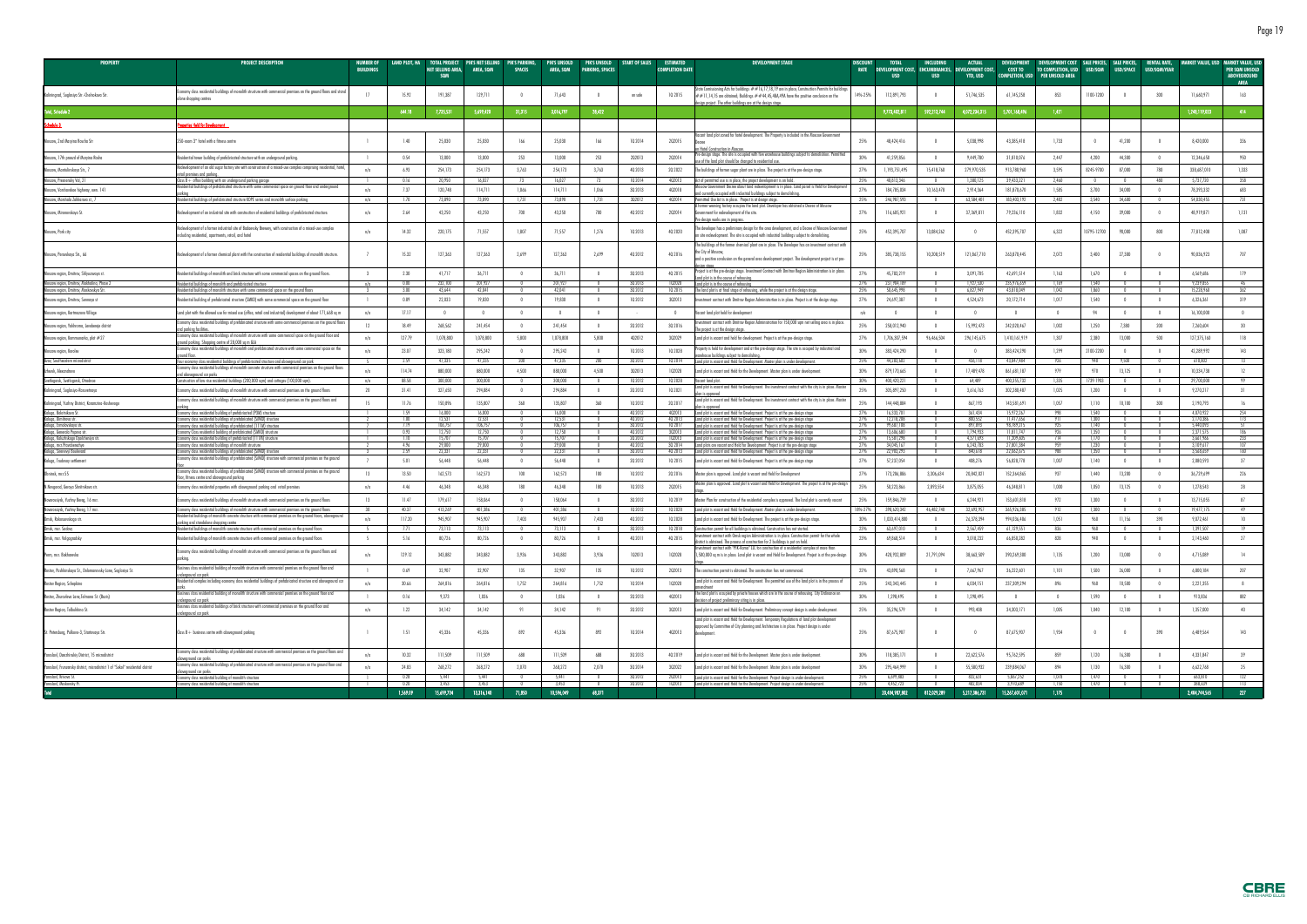| PROPERTY | PROJECT DESCRIPTION | NUMBER OF BUILDINGS | LAND PLOT, HA | TOTAL PROJECT NET SELLING AREA, SQM | PH'S NET SELLING AREA, SQM | PH'S PARKING, SPACES | PH'S UNSOLD AREA, SQM | PH'S UNSOLD PARKING, SPACES | START OF SALES | ESTIMATED COMPLETION DATE | DEVELOPMENT STAGE | DISCOUNT RATE | TOTAL DEVELOPMENT COST, USD | INCLUDING ENCUMBRANCES, USD | ACTUAL DEVELOPMENT COST, YTD, USD | DEVELOPMENT COST TO COMPLETION, USD | DEVELOPMENT COST TO COMPLETION, USD PER UNSOLD AREA | SALE PRICES, USD/SQM | SALE PRICES, USD/SPACE | RENTAL RATE, USD/SQM/YEAR | MARKET VALUE, USD | MARKET VALUE, USD PER SQM UNSOLD ABOVEGROUND AREA |
|---|---|---|---|---|---|---|---|---|---|---|---|---|---|---|---|---|---|---|---|---|---|---|
| Kaliningrad, Sergeyev St - Cheinskovo St | Economy class residential buildings of monolith structure with commercial premises on the ground floors and stand alone shopping centres | 17 | 15.93 | 191,387 | 129,711 | 0 | 71,643 | 0 | on sale | 1Q 2015 | State Commissioning Acts for buildings ## 14,17,18,19 are in place; Construction Permits for buildings ## 11,14,15 are obtained, Buildings ## 44,45,48A,49A have the positive conclusion on the design project. The other buildings are at the design stage. | 14%-25% | 173,891,793 | 0 | 51,746,535 | 61,145,258 | 853 | 1100-1200 | 0 | 300 | 11,660,971 | 163 |
| **Total, Schedule 2** | | | **644.78** | **7,735,531** | **5,699,428** | **21,375** | **3,016,797** | **20,422** | | | | | **9,772,402,811** | **582,373,744** | **4,072,254,215** | **5,701,148,496** | **1,471** | | | | **1,248,119,023** | **414** |
| **Schedule 3** | **Properties Held for Development** | | | | | | | | | | | | | | | | | | | | | |
| Moscow, 2nd Maryina Roscha St | 258-room 3* hotel with a fitness centre | 1 | 1.40 | 25,830 | 25,830 | 166 | 25,830 | 166 | 1Q 2014 | 2Q2015 | Vacant land plot zoned for hotel development. The Property is included in the Moscow Government Decree on Hotel Construction in Moscow. | 25% | 48,424,416 | 0 | 5,038,998 | 43,385,418 | 1,733 | 0 | 41,200 | 0 | 8,420,000 | 326 |
| Moscow, 17th proezd of Maryina Roscha | Residential tower building of monolithic structure with an underground parking | 1 | 0.54 | 13,000 | 13,000 | 253 | 13,000 | 253 | 2Q 2013 | 2Q2014 | Pre-design stage. The site is occupied with two warehouse buildings subject to demolition. Permitted use of the land plot should be changed to residential use. | 30% | 41,259,856 | 0 | 9,449,780 | 31,810,076 | 2,447 | 4,200 | 44,300 | 0 | 12,346,650 | 950 |
| Moscow, Mantulinskaya St., 7 | Redevelopment of an old sugar factory site with construction of a mixed-use complex comprising residential, hotel, retail premises and parking | n/a | 6.90 | 254,173 | 254,173 | 3,763 | 254,173 | 3,763 | 4Q 2013 | 3Q 2022 | The buildings of former sugar plant are in place. The project is at the pre-design stage. | 27% | 1,193,751,495 | 15,418,168 | 279,970,535 | 913,780,960 | 3,595 | 8245-9700 | 87,000 | 780 | 338,687,010 | 1,333 |
| Moscow, Presnenskiy Val, 21 | Class B+ office building with an underground parking garage | 1 | 0.16 | 20,953 | 16,027 | 73 | 16,027 | 73 | 1Q 2014 | 4Q2013 | Act of permitted use is in place, the project development is on hold | 25% | 40,813,346 | 0 | 1,380,125 | 39,433,221 | 2,460 | 0 | 0 | 480 | 5,737,730 | 358 |
| Moscow, Varshavskoe highway, own. 141 | Residential buildings of prefabricated structure with some commercial space on ground floor and underground parking | n/a | 7.37 | 120,748 | 114,711 | 1,066 | 114,711 | 1,066 | 3Q 2013 | 4Q2018 | Moscow Government decree about land redevelopment is in place. Land parcel is Held for Development and currently occupied with industrial buildings subject to demolishing. | 27% | 184,785,834 | 10,163,478 | 2,914,864 | 181,870,670 | 1,585 | 3,700 | 34,000 | 0 | 78,399,332 | 683 |
| Moscow, Khamovniki, Zubovsky st. | Residential buildings of prefabricated structure KOPE series and monolith surface parking | n/a | 1.70 | 73,890 | 73,890 | 1,731 | 73,890 | 1,731 | 3Q 2012 | 3Q2014 | Permitted Use Act is in place. The project is at design stage. | 25% | 246,987,593 | 0 | 63,584,401 | 183,403,192 | 2,482 | 5,540 | 34,600 | 0 | 54,850,455 | 742 |
| Moscow, Mnevniki St. | Redevelopment of an industrial site with construction of residential buildings of prefabricated structure | n/a | 2.64 | 43,250 | 43,250 | 700 | 43,250 | 700 | 4Q 2013 | 2Q2014 | A former weaving factory occupies the land plot. Developer has obtained a Decree of Moscow Government for redevelopment of the site. Pre-design works are in progress. | 27% | 116,685,931 | 0 | 37,369,811 | 79,316,120 | 1,833 | 4,150 | 39,000 | 0 | 48,919,871 | 1,131 |
| Moscow, Park city | Redevelopment of a former industrial site of Badaevsky Brewery, with construction of a mixed-use complex including residential, apartments, retail, and hotel | n/a | 14.32 | 220,175 | 71,557 | 1,807 | 71,557 | 1,376 | 1Q 2013 | 4Q 2020 | The developer has a preliminary design for the area development, and a Decree of Moscow Government on site redevelopment. The site is occupied with industrial buildings subject to demolishing. | 25% | 452,395,787 | 13,884,262 | 0 | 452,395,787 | 6,322 | 10795-12700 | 98,000 | 800 | 77,812,408 | 1,087 |
| Moscow, Perovskaya St., 66 | Redevelopment of a former chemical plant with the construction of residential buildings of monolith structure. | 7 | 15.32 | 127,363 | 127,363 | 2,699 | 127,363 | 2,699 | 4Q 2013 | 4Q 2016 | The buildings of the former chemical plant are in place. The Developer has an investment contract with the City of Moscow, and a positive conclusion on the general area development project. The development project is at pre-design stage. | 25% | 385,738,155 | 10,208,519 | 121,867,710 | 263,870,445 | 2,072 | 3,400 | 27,300 | 0 | 90,036,925 | 707 |
| Moscow region, Dmitrov, Shlyuzovaya st. | Residential buildings of monolith and brick structure with some commercial spaces on the ground floors. | 3 | 2.38 | 41,717 | 36,711 | 0 | 36,711 | 0 | 3Q 2013 | 4Q 2015 | Project is at the pre-design stage. Investment Contract with Dmitrov Region Administration is in place. Land plot is in the course of rehousing. | 27% | 45,783,219 | 0 | 3,091,705 | 42,691,514 | 1,163 | 1,670 | 0 | 0 | 6,569,686 | 179 |
| Moscow region, Dmitrov, Makhalina, Phase 2 | Residential buildings of monolith and prefabricated structure | n/a | 0.80 | 232,100 | 204,927 | 0 | 204,927 | 0 | 3Q 2013 | 1Q2028 | Land plot is in the course of rehousing | 27% | 237,984,189 | 0 | 1,925,530 | 236,976,559 | 1,159 | 1,540 | 0 | 0 | 9,239,855 | 45 |
| Moscow region, Dmitrov, Makhalina st. 2 | Residential buildings of monolithic structure with some commercial spaces on the ground floors | 2 | 3.80 | 43,644 | 42,841 | 0 | 42,841 | 0 | 3Q 2013 | 1Q 2015 | The land plot is at final stage of rehousing, while the project is at the design stage. | 25% | 50,645,998 | 0 | 6,827,949 | 43,818,049 | 1,042 | 1,860 | 0 | 0 | 15,270,968 | 362 |
| Moscow region, Dmitrov, Sennaya st | Residential building of prefabricated structure (SMKB) with some commercial space on the ground floor | 1 | 0.89 | 22,003 | 19,830 | 0 | 19,830 | 0 | 1Q 2013 | 3Q2013 | Investment contract with Dmitrov Region Administration is in place. Project is at the design stage. | 27% | 24,697,387 | 0 | 4,524,673 | 20,172,714 | 1,017 | 1,540 | 0 | 0 | 6,326,361 | 319 |
| Moscow region, Kurtmazovo village | Land plot with the allowed use for mixed use (office, retail and industrial) development of about 171,668 sq m | n/a | 17.17 | 0 | 0 | 0 | 0 | 0 | - | - | Vacant land plot held for development | n/a | 0 | 0 | 0 | 0 | 0 | 94 | 0 | 0 | 16,100,000 | 0 |
| Moscow region, Yakhroma, Levobereg district | Economy class residential buildings of prefabricated structure with some commercial premises on the ground floors and parking facilities | 12 | 18.49 | 268,562 | 241,454 | 0 | 241,454 | 0 | 3Q 2013 | 3Q 2016 | Investment contract with Dmitrov Region Administration for 150,000 sqm net selling area is in place. The project is at the design stage. | 25% | 258,012,940 | 0 | 15,992,473 | 242,020,467 | 1,002 | 1,250 | 7,300 | 300 | 7,260,604 | 30 |
| Moscow region, Ivanteevka, plot #27 | Economy class residential buildings of prefabricated structure with some commercial space on the ground floors and ground parking. Shopping centre of 28,000 sq m GLA | n/a | 127.79 | 1,078,800 | 1,078,800 | 5,800 | 1,078,800 | 5,800 | 4Q2012 | 3Q2029 | Land plot is vacant and Held for Development. Project is at the pre-design stage. | 27% | 1,706,307,594 | 96,456,504 | 296,145,675 | 1,410,161,919 | 1,307 | 2,380 | 13,000 | 500 | 127,375,160 | 118 |
| Moscow region, Bavlen | Economy class residential buildings of monolith and prefabricated structure with some commercial space on the ground floor | n/a | 25.07 | 325,183 | 295,242 | 0 | 295,242 | 0 | 1Q 2013 | 1Q 2028 | Property is held for development and at the pre-design stage. The site is occupied by industrial and warehouse buildings subject to demolishing. | 30% | 383,424,290 | 0 | 0 | 383,424,290 | 1,299 | 2100-2200 | 0 | 0 | 42,289,992 | 143 |
| Bor, Southeastern microdistrict | Four economy class residential buildings of prefabricated structure and aboveground car park | 5 | 2.59 | 47,335 | 47,335 | 308 | 47,335 | 308 | 3Q 2012 | 1Q 2014 | Land plot is vacant and held for Development. Master plan is under development. | 25% | 44,283,603 | 0 | 436,118 | 43,847,484 | 926 | 940 | 9,500 | 0 | 618,852 | 13 |
| Schelkovo, Alexandrova | Economy class residential buildings of monolith concrete structure with commercial premises on the ground floors and aboveground car parks | n/a | 114.74 | 880,000 | 880,000 | 4,500 | 880,000 | 4,500 | 3Q2013 | 1Q2028 | Land plot is vacant and Held for the Development. Master plan is under development. | 30% | 879,170,665 | 0 | 17,489,478 | 861,681,187 | 979 | 970 | 13,125 | 0 | 10,354,738 | 12 |
| Svetlogorsk, Svetlogorsk, Otradnoe | Construction of low-rise residential buildings (200,000 sqm) and cottages (100,000 sqm). | n/a | 88.58 | 300,000 | 300,000 | 0 | 300,000 | 0 | 1Q 2013 | 1Q 2028 | Vacant land plot | 27% | 400,420,221 | 0 | 64,489 | 400,355,732 | 1,335 | 1759-1983 | 0 | 0 | 29,700,000 | 99 |
| Kaliningrad, Sergeyev-Rossovetskaya | Economy class residential buildings of monolith structure with commercial premises on the ground floors | 20 | 31.41 | 327,653 | 294,884 | 0 | 294,884 | 0 | 3Q 2013 | 3Q 2021 | Land plot is vacant and Held for the Development. The investment contract with the city is in place. Master plan is approved. | 25% | 305,897,250 | 0 | 3,616,763 | 302,280,487 | 1,025 | 1,200 | 0 | 0 | 9,270,317 | 31 |
| Kaliningrad, Yuzhny District, Krasnaya-Borkovskaya | Economy class residential buildings of monolith structure with commercial premises on the ground floors and parking | 15 | 11.76 | 150,896 | 135,807 | 360 | 135,807 | 360 | 1Q 2013 | 3Q 2017 | Land plot is vacant and Held for the Development. The investment contract with the city is in place. Master plan is approved. | 25% | 144,448,884 | 0 | 867,193 | 143,581,691 | 1,057 | 1,110 | 10,180 | 300 | 2,190,793 | 16 |
| Kaluga, Bolotnikova St. | Economy class residential building of prefabricated (P3M) structure | 1 | 1.59 | 16,800 | 16,800 | 0 | 16,800 | 0 | 4Q 2012 | 4Q2013 | Land plot is vacant and Held for Development. Project is at the pre-design stage | 27% | 16,523,781 | 0 | 561,434 | 15,912,347 | 948 | 1,540 | 0 | 0 | 4,470,922 | 266 |
| Kaluga, Annenki | Economy class residential building of prefabricated (SMKB) structure | 2 | 1.80 | 12,531 | 12,531 | 0 | 12,531 | 0 | 4Q 2013 | 4Q 2015 | Land plot is vacant and Held for Development. Project is at the pre-design stage | 27% | 12,318,288 | 0 | 880,552 | 11,437,656 | 913 | 1,380 | 0 | 0 | 2,170,886 | 173 |
| Kaluga, Ermolovskaya st. | Economy class residential building of prefabricated (111M) structure | 7 | 7.79 | 106,757 | 106,757 | 0 | 106,757 | 0 | 3Q 2013 | 1Q 2017 | Land plot is vacant and Held for Development. Project is at the pre-design stage | 27% | 99,687,188 | 0 | 897,893 | 98,789,375 | 925 | 1,440 | 0 | 0 | 5,440,095 | 51 |
| Kaluga, Generala Popova st. | Economy class residential building of prefabricated (SMKB) structure | 1 | 0.93 | 12,750 | 12,750 | 0 | 12,750 | 0 | 3Q 2013 | 3Q2013 | Land plot is vacant and Held for Development. Project is at the pre-design stage | 27% | 13,686,680 | 0 | 1,794,933 | 11,891,747 | 956 | 1,350 | 0 | 0 | 2,371,575 | 186 |
| Kaluga, Kaluzhskogo Opolcheniya st. | Economy class residential building of prefabricated (111M) structure | 1 | 1.10 | 15,707 | 15,707 | 0 | 15,707 | 0 | 3Q 2013 | 1Q2013 | Land plot is vacant and Held for Development. Project is at the pre-design stage | 27% | 15,581,298 | 0 | 4,371,693 | 11,209,605 | 714 | 1,170 | 0 | 0 | 3,661,966 | 233 |
| Kaluga, mcr.Prosvbnevskyi | Economy class residential building of monolith structure | 2 | 4.96 | 29,800 | 29,800 | 0 | 29,800 | 0 | 4Q 2012 | 3Q 2014 | Land plot are vacant and Held for Development. Project is at the pre-design stage | 27% | 34,045,167 | 0 | 6,243,783 | 27,801,384 | 929 | 1,230 | 0 | 0 | 3,189,617 | 107 |
| Kaluga, Solnechny boulevard | Economy class residential building of prefabricated (SMKB) structure | 3 | 3.59 | 22,331 | 22,331 | 0 | 22,331 | 0 | 3Q 2013 | 4Q 2013 | Land plot is vacant and Held for Development. Project is at the pre-design stage | 27% | 22,905,293 | 0 | 842,618 | 22,062,675 | 988 | 1,350 | 0 | 0 | 3,568,659 | 160 |
| Kaluga, Tsiolkovsky settlement | Economy class residential buildings of prefabricated (SMKB) structure with commercial premises on the ground floor | 7 | 5.81 | 56,448 | 56,448 | 0 | 56,448 | 0 | 3Q 2013 | 3Q 2015 | Land plot is vacant and Held for Development. Project is at the pre-design stage | 27% | 57,537,054 | 0 | 408,276 | 56,828,778 | 1,007 | 1,140 | 0 | 0 | 2,083,915 | 37 |
| Obninsk, mcr.55 | Economy class residential buildings of prefabricated (SMKB) structure with commercial premises on the ground floor, fitness centre and aboveground parking | 13 | 13.50 | 162,573 | 162,573 | 100 | 162,573 | 100 | 4Q 2013 | 3Q 2016 | Master plan is approved. Land plot is vacant and Held for Development | 27% | 173,286,886 | 3,306,634 | 20,942,021 | 152,344,865 | 937 | 1,440 | 13,200 | 0 | 36,729,699 | 226 |
| N.Novgorod, Georgiy Dimitrakaev st. | Economy class residential properties with aboveground parking and retail premises | n/a | 4.46 | 46,348 | 46,348 | 100 | 46,348 | 100 | 4Q 2013 | 2Q2015 | Master plan is approved. Land plot is vacant and Held for Development. The project is at the pre-design stage. | 25% | 50,223,866 | 3,899,554 | 3,875,055 | 46,348,811 | 1,000 | 1,050 | 13,125 | 0 | 1,378,543 | 30 |
| Novorossiysk, Yuzhny Bereg, 16 mcr. | Economy class residential buildings of monolith structure with commercial premises on the ground floors | 13 | 11.47 | 179,417 | 158,064 | 0 | 158,064 | 0 | 3Q 2012 | 1Q 2019 | Master Plan for construction of the residential complex is approved. The land plot is currently vacant | 25% | 159,846,739 | 0 | 6,244,921 | 153,601,818 | 972 | 1,380 | 0 | 0 | 13,715,855 | 87 |
| Novorossiysk, Yuzhny Bereg, 17 mcr. | Economy class residential buildings of monolith structure with commercial premises on the ground floors | 30 | 40.37 | 435,269 | 401,386 | 0 | 401,386 | 0 | 3Q 2013 | 1Q 2028 | Land plot is vacant and Held for Development. Master plan is under development. | 18%-27% | 398,420,343 | 46,482,748 | 32,493,957 | 365,926,385 | 912 | 1,380 | 0 | 0 | 19,417,175 | 49 |
| Omsk, Kalamenskaya st. | Residential buildings of monolith concrete structure with commercial premises on the ground floors, aboveground parking and standalone shopping centre | n/a | 117.20 | 945,907 | 945,907 | 7,400 | 945,907 | 7,400 | 4Q 2013 | 1Q 2028 | Land plot is vacant and Held for Development. The project is at the pre-design stage. | 30% | 1,020,414,800 | 0 | 26,378,394 | 994,036,406 | 1,051 | 960 | 11,156 | 390 | 9,872,465 | 10 |
| Omsk, mcr. Sadovy | Residential buildings of monolith concrete structure with commercial premises on the ground floors | 5 | 7.71 | 73,113 | 73,113 | 0 | 73,113 | 0 | 3Q 2013 | 3Q 2018 | Construction permit for all buildings is obtained. Construction has not started. | 25% | 63,697,010 | 0 | 2,567,459 | 61,129,551 | 836 | 960 | 0 | 0 | 1,397,507 | 19 |
| Omsk, mcr. Volgogradsky | Residential buildings of monolith concrete structure with commercial premises on the ground floors | 5 | 5.16 | 80,726 | 80,726 | 0 | 80,726 | 0 | 4Q 2011 | 4Q 2015 | Investment contract with Omsk region Administration is in place. Construction permit for the whole district is obtained. The process of construction for 3 buildings is put on hold | 25% | 69,868,514 | 0 | 3,010,232 | 66,858,282 | 828 | 940 | 0 | 0 | 2,143,460 | 27 |
| Perm, mcr. Bakharevka | Economy class residential buildings of monolith structure with commercial premises on the ground floors and parking. | n/a | 129.13 | 343,882 | 343,882 | 3,936 | 343,882 | 3,936 | 1Q 2013 | 1Q2028 | Investment contract with "PIK-Kama" LLC for construction of a residential complex of more than 1,580,000 sq m is in place. Land plot is vacant and Held for Development. Project is at the pre-design stage. | 30% | 428,903,809 | 21,791,094 | 38,663,509 | 390,240,300 | 1,135 | 1,200 | 13,000 | 0 | 4,715,889 | 14 |
| Rostov, Pushkinskaya St., Dolomanovsky Lane, Bagatyanovsky St. | Business class residential building of monolith structure with commercial premises on the ground floor and underground car park | 1 | 0.69 | 32,907 | 32,907 | 135 | 32,907 | 135 | 3Q 2013 | 3Q2013 | The construction permit is obtained. The construction has not commenced. | 22% | 43,890,568 | 0 | 7,667,967 | 36,222,601 | 1,101 | 1,580 | 26,000 | 0 | 6,800,184 | 207 |
| Rostov Region, Schepkino | Residential complex including economy class residential buildings of prefabricated structure and aboveground car parks | n/a | 30.66 | 264,816 | 264,816 | 1,752 | 264,816 | 1,752 | 3Q 2014 | 1Q2028 | Land plot is vacant and Held for Development. The permitted use of the land plot is in the process of amendment | 25% | 243,343,445 | 0 | 6,034,151 | 237,309,294 | 896 | 960 | 10,500 | 0 | 2,231,355 | 8 |
| Rostov, Zhuravleva lane/Erlmana St. (Beats) | Business class residential building of monolith structure with commercial premises on the ground floor and underground car park | 1 | 0.16 | 9,375 | 1,826 | 0 | 1,826 | 0 | 3Q 2013 | 4Q2013 | The land plot is occupied by private houses which are in the course of rehousing. City Ordinance on decision of project preliminary siting is in place. | 30% | 1,398,495 | 0 | 1,398,495 | 0 | 0 | 1,590 | 0 | 0 | 913,836 | 500 |
| Rostov Region, Tolbukhina St. | Business class residential buildings of brick structure with commercial premises on the ground and underground car park | n/a | 1.23 | 34,142 | 34,142 | 91 | 34,142 | 91 | 3Q 2013 | 3Q2013 | Land plot is vacant and Held for Development. Preliminary concept design is under development. | 25% | 35,296,579 | 0 | 992,408 | 34,303,171 | 1,005 | 1,840 | 12,180 | 0 | 1,357,800 | 40 |
| St. Petersburg, Pulkovo-3, Startovaya Str. | Class B+ business centre with aboveground parking | 1 | 1.51 | 45,336 | 45,336 | 892 | 45,336 | 892 | 1Q 2014 | 4Q2015 | Land plot is vacant and Held for Development. Temporary Regulations of land plot development approved by Committee of City planning and Architecture is in place. Project design is under development. | 25% | 87,675,987 | 0 | 0 | 87,675,987 | 1,934 | 0 | 0 | 390 | 6,489,564 | 143 |
| Yaroslavl, Dzerzhinsky District, 15 microdistrict | Economy class residential buildings of prefabricated structure with commercial premises on the ground floors and aboveground car parks | n/a | 10.22 | 111,509 | 111,509 | 688 | 111,509 | 688 | 3Q 2013 | 4Q 2019 | Land plot is vacant and Held for Development. Master plan is under development | 30% | 118,385,171 | 0 | 22,622,576 | 95,762,595 | 859 | 1,130 | 16,300 | 0 | 4,331,847 | 39 |
| Yaroslavl, Frunzensky district, microdistrict 1 of "Sokol" residential district | Economy class residential buildings of prefabricated structure with commercial premises on the ground floor and aboveground car parks | n/a | 24.83 | 268,272 | 268,272 | 2,070 | 268,272 | 2,070 | 3Q 2014 | 3Q2022 | Land plot is vacant and Held for the Development. Master plan is under development. | 30% | 295,464,999 | 0 | 55,580,932 | 239,884,067 | 894 | 1,130 | 16,300 | 0 | 6,622,768 | 25 |
| Yaroslavl, Nikolaev St. | Economy class residential building of monolith structure | 1 | 0.28 | 5,441 | 5,441 | 0 | 5,441 | 0 | 3Q 2013 | 3Q2013 | Land plot is vacant and Held for the Development. Project design is under development. | 25% | 6,699,883 | 0 | 832,631 | 5,867,252 | 1,078 | 1,470 | 0 | 0 | 663,810 | 122 |
| Yaroslavl, Moskovsky Pr. | Economy class residential building of monolith structure | 1 | 0.20 | 3,453 | 3,453 | 0 | 3,453 | 0 | 3Q 2013 | 1Q2013 | Land plot is vacant and Held for the Development. Project design is under development. | 25% | 4,452,725 | 0 | 482,834 | 3,969,889 | 1,150 | 1,470 | 0 | 0 | 388,539 | 113 |
| **Total** | | | **1,569.09** | **15,699,774** | **13,316,140** | **71,850** | **10,594,049** | **69,871** | | | | | **20,494,987,982** | **812,025,289** | **5,217,386,731** | **15,267,601,071** | **1,175** | | | | **2,494,744,565** | **227** |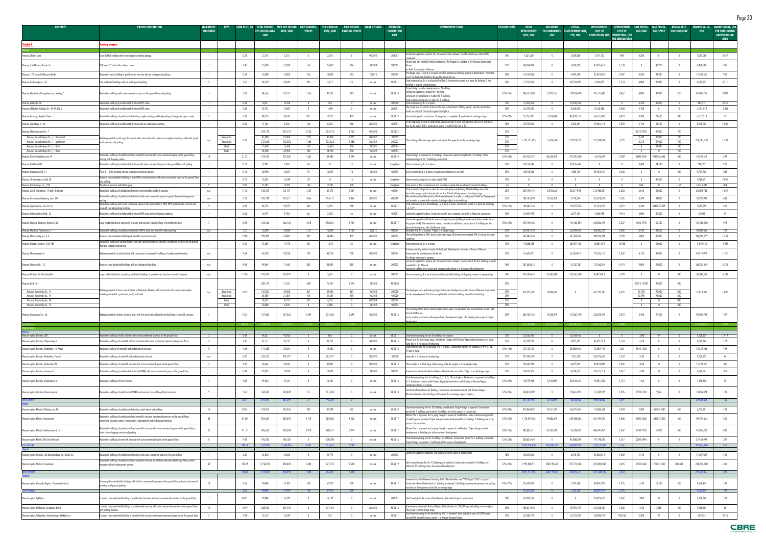| PROPERTY | PROJECT DESCRIPTION | NUMBER OF BUILDINGS | TYPE | LAND PLOT, HA | TOTAL PROJECT NET SELLING AREA, SQM | PIK'S NET SELLING AREA, SQM | PIK'S PARKING, SPACES | PIK'S UNSOLD AREA, SQM | PIK'S UNSOLD PARKING, SPACES | START OF SALES | ESTIMATED COMPLETION DATE | DEVELOPMENT STAGE | DISCOUNT RATE | TOTAL DEVELOPMENT COST, USD | INCLUDING ENCUMBRANCES, USD | ACTUAL DEVELOPMENT COST, YTD, USD | DEVELOPMENT COST TO COMPLETION, USD | DEVELOPMENT COST TO COMPLETION, USD PER UNSOLD AREA | SALE PRICES, USD/SQM | SALE PRICES, USD/SPACE | RENTAL RATE, USD/SQM/YEAR | MARKET VALUE, USD | MARKET VALUE, USD PER SQM UNSOLD ABOVEGROUND AREA |
|---|---|---|---|---|---|---|---|---|---|---|---|---|---|---|---|---|---|---|---|---|---|---|---|
| **Schedule 4** | **Summary by regions** | | | | | | | | | | | | | | | | | | | | | | |
| **Moscow** | | | | | | | | | | | | | | | | | | | | | | | |
| Moscow, Zhukov Lane | Class B office building with an underground parking garage | 1 | | 0.25 | 3,215 | 3,215 | 6 | 3,215 | 6 | 4Q 2011 | 3Q 2011 | Construction permit is in place, but it's needed to be renewed. The office building is about 80% completed. | 0% | 7,521,260 | 0 | 6,550,088 | 1,071,172 | 484 | 4,200 | 0 | 0 | 7,657,000 | 3,457 |
| Moscow, 2nd Maryina Roscha Str | 258-room 3* hotel with a fitness centre | 1 | | 1.40 | 25,000 | 25,000 | 166 | 25,000 | 166 | 1Q 2014 | 3Q 2015 | Vacant land plot zoned for hotel development. The Property is included in the Moscow Government Decree on Hotel Construction in Moscow. | 25% | 48,424,416 | 0 | 5,038,998 | 43,385,418 | 1,735 | 0 | 41,200 | 0 | 8,420,000 | 336 |
| Moscow, 17th proezd of Maryina Roscha | Residential tower building of prefabricated structure with an underground parking. | 1 | | 0.54 | 13,000 | 13,000 | 253 | 13,000 | 253 | 2Q 2013 | 2Q 2015 | Pre-design stage. The site is occupied with two warehouse buildings subject to demolition. Permitted use of the land plot should be changed to residential use. | 30% | 41,259,856 | 0 | 9,449,780 | 31,810,076 | 2,447 | 4,200 | 44,300 | 0 | 12,346,650 | 950 |
| Moscow, Businovskoye sh., 26 | Two residential buildings with an underground parking. | 2 | | 1.50 | 24,569 | 24,569 | 285 | 3,117 | 25 | on sale | 1Q 2011 | State commissioning Act is in place for Building 1. Construction permit is in place for Building 2, the building is nearing commissioning. | 14% | 71,255,872 | 0 | 68,559,037 | 2,696,835 | 1,274 | 4,000 | 37,000 | 0 | 6,585,613 | 3,111 |
| Moscow, Akademika Vinogradova str., awning 7 | Residential building with some commercial space on the ground floor and parking. | 1 | | 3.39 | 84,166 | 82,211 | 1,356 | 41,226 | 869 | on sale | 2Q 2013 | Project design is under development for 2 buildings. Construction permit is in place for 1 building. Conclusion on compliance is in place for 1 building. State commissioning act is in place for 2 buildings. | 12%-25% | 240,725,983 | 2,228,165 | 139,024,498 | 101,711,485 | 2,467 | 4,000 | 42,000 | 250 | 82,806,756 | 2,009 |
| Moscow, Bakhrushin Str. | Residential building of prefabricated structure KOPE series | 1 | | 0.64 | 10,877 | 10,708 | 0 | 165 | 0 | on sale | 4Q 2010 | State commissioning Act is in place. | 12% | 15,403,558 | 0 | 15,403,558 | 0 | 0 | 4,700 | 36,000 | 0 | 482,513 | 4,532 |
| Moscow, Mikluho-Maklaya Str., 44-47, bld 6 | Residential building of prefabricated structure KOPE series. | 1 | | 1.03 | 24,975 | 14,387 | 0 | 1,489 | 0 | on sale | 3Q 2011 | The project was on hold for a few months due to the absence of felling permit, now the construction works are restored. Construction permit is in place. | 16% | 16,429,290 | 0 | 8,265,810 | 8,163,480 | 5,483 | 4,100 | 0 | 0 | -2,182,074 | -1,465 |
| Moscow, Ostankino Mayaka Street | Residential building of prefabricated structure, single standing multilevel parking, kindergarten, sports centre. | 5 | | 5.82 | 48,596 | 34,545 | 871 | 13,277 | 489 | on sale | 3Q 2012 | Construction permits are in place. Kindergarten is completed. A sport centre is at design stage. | 12%-20% | 95,952,823 | 3,569,484 | 41,803,176 | 54,151,847 | 4,079 | 3,500 | 29,600 | 300 | -1,212,518 | -91 |
| Moscow, Lipetskaya st., 46 | Residential building of prefabricated structure with an underground parking | 1 | | 0.66 | 11,784 | 8,202 | 136 | 8,202 | 136 | 2Q 2011 | 4Q 2011 | At the beginning process of construction, residential part is to be completed in June 2011, the rest is due by the end of 2011, construction permit is valid till the end of 2011 | 18% | 23,709,812 | 0 | 4,363,694 | 19,346,118 | 2,359 | 3,150 | 33,200 | 0 | 8,240,002 | 1,005 |
| Moscow, Mantulinskaya Str., 7 | Redevelopment of an old sugar factory site with construction of a mixed-use complex comprising residential, hotel, retail premises and parking. | n/a | | 6.93 | 254,173 | 254,173 | 3,763 | 254,173 | 3,763 | 4Q 2013 | 2Q 2022 | The buildings of former sugar plant are in place. The project is at the pre-design stage. | 27% | 1,193,751,495 | 15,418,760 | 279,978,535 | 913,788,960 | 3,595 | 8245-9700 | 87,000 | 780 | 338,687,010 | 1,333 |
| Moscow, Mantulinskaya Str., 7 - Residential | | | Residential | | 87,800 | 87,800 | 1,925 | 87,800 | 1,925 | 4Q 2013 | 1Q 2019 | | 27% | | | | | | 9,700 | 87,000 | 780 | | |
| Moscow, Mantulinskaya Str., 7 - Apartments | | | Residential | | 122,023 | 122,023 | 1,488 | 122,023 | 1,488 | 3Q 2014 | 2Q 2022 | | 27% | | | | | | 8,245 | 87,000 | 780 | | |
| Moscow, Mantulinskaya Str., 7 - Hotel | | | Hotel | | 15,450 | 15,450 | 150 | 15,450 | 150 | 1Q 2015 | 4Q 2014 | | 27% | | | | | | 0 | 87,000 | 780 | | |
| Moscow, Mantulinskaya Str., 7 - Retail | | | Retail | | 28,900 | 28,900 | 200 | 28,900 | 200 | 3Q 2015 | 4Q 2014 | | 27% | | | | | | 0 | 0 | 780 | | |
| Moscow, Novo-Peredelkino mcr.14 | Residential buildings of prefabricated and monolith structure with some commercial space on the ground floor, parking and shopping centre. | 19 | | 21.22 | 212,573 | 211,302 | 1,563 | 34,482 | 1,244 | on sale | 2Q 2014 | Project design is approved for 4 buildings. Construction permit is in place for 3 buildings. State commissioning act for 11 buildings are in place. | 12%-20% | 410,763,729 | 83,620,210 | 297,347,630 | 113,416,099 | 3,289 | 3800-3150 | 24900-26445 | 500 | 13,595,513 | 394 |
| Moscow, Osenniy bld. | Residential building of prefabricated structure with some commercial space on the ground floor and parking | 1 | | 0.72 | 8,398 | 5,863 | 64 | 0 | 15 | on sale | Completed | State commissioning Act is in place. | 12% | 18,276,646 | 0 | 18,276,646 | 0 | 0 | 3,400 | 34,600 | 0 | 580,392 | 952 |
| Moscow, Prosvernskiy Rd, 21 | Class B+ office building with an underground parking garage | 1 | | 0.16 | 20,950 | 16,027 | 73 | 16,027 | 73 | 1Q 2014 | 4Q 2013 | Act of permitted use is in place, the project development is on hold. | 25% | 40,813,346 | 0 | 1,388,125 | 39,425,221 | 2,460 | 0 | 0 | 480 | 5,737,720 | 358 |
| Moscow, Shvernika pr-d, bld 2B | Business class residential building of monolithic concrete structure with some commercial space on the ground floor and parking | 1 | | 0.75 | 15,833 | 15,248 | 78 | 0 | 15 | on sale | Completed | State commissioning act is in place dated 2008 | 12% | 0 | 0 | 0 | 0 | 0 | 0 | 81,400 | 0 | 1,068,591 | 2,035 |
| Moscow, Kashirskoye sh., 23A | Warehouse premises with office space. | 9 | | 3.85 | 12,285 | 12,285 | 100 | 12,285 | 100 | | Completed | Land parcel is Held on leasehold and currently occupied with warehouse/industrial buildings. | n/a | 0 | 0 | 0 | 0 | 0 | 864 | 0 | 166 | 10,613,440 | 864 |
| Moscow, South Chertanovo, 17 and 18 districts | Residential buildings of prefabricated structure and monolith and brick structure | n/a | | 11.35 | 135,437 | 86,117 | 1,234 | 81,275 | 1,234 | on sale | 4Q 2014 | State commissioning act is in place for some municipal panel building. Three buildings are at the foundation stage, construction permits are due. Other buildings were at the design stage. | 23% | 209,198,144 | 3,540,665 | 25,317,593 | 183,980,551 | 2,633 | 3,843 | 31,000 | 0 | 83,089,783 | 1,022 |
| Moscow, Yaroslavskoe highway, cors 141 | Residential buildings of prefabricated structure with some commercial space on ground floor and underground parking | n/a | | 7.37 | 130,748 | 114,711 | 1,066 | 114,711 | 1,066 | 3Q 2013 | 4Q 2018 | Moscow Government Decree about land redevelopment is in place, Land parcel is Held for Development and currently occupied with industrial buildings subject to demolishing. | 27% | 184,785,034 | 10,163,478 | 2,914,364 | 181,870,670 | 1,585 | 3,700 | 34,000 | 0 | 78,393,333 | 683 |
| Moscow, Zapovednaya, corp.14-16 | Residential buildings with some commercial space on the ground floor of P3M, KOPE prefabricated structure and monolith concrete parking facilities. | 9 | | 4.39 | 86,734 | 59,375 | 460 | 2,452 | 138 | on sale | 2Q 2011 | State commissioning Acts for Buildings 1,2,3,4 are in place, construction permit is in place for buildings 5,6,7,8,9. | 12%-16% | 148,286,154 | 0 | 137,075,576 | 11,210,578 | 4,572 | 3,700 | 38400-35530 | 0 | 1,042,790 | 425 |
| Moscow, Kolomenskaya Emb., 22 | Residential building of prefabricated structure KOPE series with underground parking. | 1 | | 0.66 | 8,347 | 5,753 | 64 | 2,103 | 64 | on sale | 4Q 2011 | Construction permit is in place. Construction works are in progress, around 5-6 floors are constructed. | 16% | 15,357,919 | 0 | 6,077,134 | 9,280,785 | 4,413 | 3,800 | 33,800 | 0 | 51,042 | 24 |
| Moscow, Moscow, Kantemira, districts 7,28 | Large residential district comprising economy and business class buildings of monolith structure. | 7 | | 0.95 | 169,260 | 166,126 | 1,818 | 150,361 | 1,734 | on sale | 3Q 2017 | Construction permit certificate for one building is in place (building is under construction, works are on the ground level). The investment contract provides for additional construction of 7 buildings on the place of existing ones, after the Moscow Govt. | 18%-25% | 492,798,458 | 0 | 151,962,339 | 340,836,119 | 2,267 | 4050-4770 | 52,500 | 0 | 147,000,000 | 978 |
| Moscow, Marshala Zakharova st., 7 | Residential building of prefabricated structure KOPE series and monolith surface parking | n/a | | 1.70 | 73,890 | 73,890 | 1,751 | 73,890 | 1,751 | 3Q 2012 | 4Q 2014 | Permitted Use Act is in place. Project is at design stage. | 25% | 246,987,595 | 0 | 63,584,491 | 183,403,105 | 2,482 | 3,544 | 34,600 | 0 | 54,038,455 | 731 |
| Moscow, Mitchurinsky pr-t, 5-6 | Business class residential buildings of monolith concrete structure. | 1 | | 19.03 | 399,439 | 64,883 | 439 | 64,883 | 439 | 4Q 2011 | 4Q 2014 | The building related to PIK's share is at design stage. All permits are outdated, PIK is looking for a new contractor. | 23% | 243,484,734 | 0 | 61,528,436 | 180,956,298 | 2,789 | 5,000 | 47,000 | 0 | 100,885,799 | 1,554 |
| Moscow, Prospect Mira mc, 165-169 | Residential buildings of variable heights with cast reinforced concrete structure, commercial premises on the ground floor and underground parking | 1 | | 0.40 | 12,605 | 11,776 | 88 | 1,243 | 54 | on sale | Completed | State commissioning Act is in place. | 12% | 41,888,235 | 0 | 28,457,163 | 13,381,072 | 10,765 | 0 | 64,000 | 0 | -5,540,425 | -4,457 |
| Moscow, Varsonovskaya St. | Redevelopment of an industrial site with construction of residential buildings of prefabricated structure. | n/a | | 2.64 | 43,250 | 43,250 | 700 | 43,250 | 700 | 3Q 2013 | 3Q 2014 | A former warehousing territory occupies the land plot. Developer has obtained a Decree of Moscow Government for redevelopment of the site. Pre-design works are in progress. | 27% | 116,605,901 | 0 | 37,369,813 | 79,236,110 | 1,832 | 4,150 | 39,000 | 0 | 48,919,871 | 1,131 |
| Moscow, Mytnaya Str., 13 | Business-class residential buildings with an underground parking. | n/a | | 4.58 | 99,869 | 71,463 | 835 | 33,891 | 835 | 3Q 2012 | 3Q 2012 | Construction permit is in place, but it's needed to be renewed. Construction of the first building is nearly completed (16/18 floors). Construction of two other towers and underground parking is in the course of development. | 16% | 287,600,615 | 0 | 112,237,301 | 175,363,314 | 5,174 | 9,800 | 90,000 | 0 | 160,234,369 | 4,728 |
| Moscow, Olokhova St.-Volzhsky Blvd | Large residential district comprising residential buildings of prefabricated structure and retail premises. | n/a | | 17.86 | 233,992 | 233,992 | 0 | 5,625 | 0 | on sale | 3Q 2013 | State commissioning Acts are in place for all residential buildings. A shopping centre is at design stage. | 14% | 296,784,647 | 55,685,080 | 253,361,628 | 43,423,019 | 7,720 | 0 | 0 | 380 | -28,947,824 | -5,146 |
| Moscow, Park city | Redevelopment of a former industrial site of Badaevsky Brewery, with construction of a mixed-use complex including residential, apartments, retail, and hotel | n/a | | 34.32 | 230,175 | 71,557 | 1,887 | 71,557 | 1,276 | 3Q 2013 | 4Q 2020 | The developer has a preliminary design for the new development, and a Decree of Moscow Government on site redevelopment. The site is occupied with industrial buildings subject to demolishing. | 25% | 452,395,707 | 13,084,762 | 0 | 452,395,707 | 6,322 | 10795-12700 | 90,000 | 880 | 77,613,488 | 1,087 |
| Moscow, Kutuzovsky av., 14 | | | Residential | | 130,000 | 39,000 | 861 | 39,000 | 861 | 3Q 2013 | 3Q 2018 | | 25% | | | | | | 12,700 | 90,000 | 880 | | |
| Moscow, Kutuzovsky av., 14 | | | Residential | | 65,550 | 21,304 | 415 | 21,304 | 415 | 3Q 2015 | 4Q 2020 | | 25% | | | | | | 10,795 | 90,000 | 880 | | |
| Moscow, Kutuzovsky av., 14 | | | Retail | | 14,625 | 4,753 | 531 | 4,753 | 0 | 4Q 2014 | 3Q 2014 | | 25% | | | | | | 0 | 0 | 880 | | |
| Moscow, Kutuzovsky av., 14 | | | Hotel | | 20,000 | 6,500 | 0 | 6,500 | 0 | 1Q 2015 | 4Q 2014 | | 25% | | | | | | 0 | 0 | 880 | | |
| Moscow, Prosvetnaya Str., 66 | Redevelopment of a former chemical plant with the construction of residential buildings of monolith structure. | 7 | | 15.32 | 127,363 | 127,363 | 2,699 | 127,363 | 2,699 | 4Q 2012 | 4Q 2016 | The buildings of the former chemical plant are in place. The Developer has an investment contract with the City of Moscow and a positive conclusion on the general area development project. The development project is at pre-design stage. | 25% | 385,758,155 | 10,308,519 | 121,867,710 | 263,870,445 | 2,072 | 3,400 | 37,300 | 0 | 98,036,923 | 770 |
| **Total, Moscow** | | | | 149.23 | 2,138,780 | 1,859,913 | 22,169 | 1,196,233 | 19,136 | | | | | 5,516,040,321 | 172,542,... | 1,897,085,0... | 3,478,115,8... | 2,908 | | | | 1,508,696,13... | 1,262 |
| **Moscow Region** | | | | | | | | | | | | | | | | | | | | | | | |
| **Dmitrov** | | | | | | | | | | | | | | | | | | | | | | | |
| Moscow region, Dmitrov, DSK5 | Residential buildings of brick structure with some commercial premises on the ground floor | 3 | | 5.89 | 46,637 | 43,956 | 0 | 865 | 0 | on sale | 2Q 2011 | State Commissioning Acts for all buildings are in place. | 12% | 53,550,435 | 0 | 53,550,435 | 0 | 0 | 1,500 | 0 | 0 | 1,228,634 | 1,419 |
| Moscow region, Dmitrov, Sitnyevskaya st | Residential building of monolith and brick structure with some commercial spaces on the ground floors. | 3 | | 3.30 | 41,717 | 36,711 | 0 | 36,711 | 0 | 3Q 2013 | 4Q 2015 | Project is at the pre-design stage. Investment Contract with Dmitrov Region Administration is in place. Land plot is in the course of rehousing. | 27% | 45,783,219 | 0 | 3,091,705 | 42,691,514 | 1,163 | 1,670 | 0 | 0 | 6,569,686 | 179 |
| Moscow region, Dmitrov, Makhalina, 1st Phase | Residential buildings of monolith and prefabricated structure | 5 | | 4.46 | 111,635 | 35,324 | 0 | 19,330 | 0 | on sale | 4Q 2013 | State Commissioning Act for building #3 is in place. Construction permits for buildings #4, 8, 12, 15 are in place. | 12%-18% | 37,130,110 | 0 | 25,088,961 | 12,039,149 | 623 | 1540-1600 | 0 | 0 | 15,329,206 | 793 |
| Moscow region, Dmitrov, Makhalina, Phase 2 | Residential buildings of monolith and prefabricated structure | n/a | | 0.00 | 232,100 | 201,927 | 0 | 201,927 | 0 | 3Q 2013 | 3Q 2020 | Land plot is in the course of rehousing | 27% | 237,904,389 | 0 | 1,927,530 | 235,976,659 | 1,169 | 1,540 | 0 | 0 | 9,239,855 | 46 |
| Moscow region, Dmitrov, Mosfenovskaya St | Residential buildings of monolith structure with some commercial space on the ground floors | 3 | | 3.00 | 43,644 | 42,041 | 0 | 42,041 | 0 | 3Q 2012 | 1Q 2015 | The land plot is at final stage of rehousing, while the project is at the design stage. | 25% | 50,645,998 | 0 | 6,827,949 | 43,818,049 | 1,042 | 1,860 | 0 | 0 | 15,228,960 | 362 |
| Moscow region, Dmitrov, Sevenaya st | Residential building of prefabricated structure (SAMO) with some commercial space on the ground floor | 1 | | 0.89 | 22,833 | 19,830 | 0 | 19,830 | 0 | 3Q 2012 | 3Q 2013 | Investment contract with Dmitrov Region Administration is in place. Project is at the design stage. | 27% | 24,697,387 | 0 | 4,524,673 | 20,172,714 | 1,017 | 1,540 | 0 | 0 | 6,326,361 | 319 |
| Moscow region, Dmitrov, Vnukovskaya st | Residential buildings of brick structure | 7 | | 4.58 | 49,563 | 43,161 | 0 | 16,241 | 0 | on sale | 1Q 2013 | State Commissioning Acts for buildings 1, 2, 3, 9, 10 are in place. Construction permit is approved for buildings 4, 5. Investment contract with Dmitrov Region Administration and Ministry of Moscow Region Construction Sector is in place. | 12%-22% | 49,275,948 | 3,140,099 | 30,244,610 | 19,031,338 | 1,172 | 1,430 | 0 | 0 | 1,738,438 | 70 |
| Moscow region, Dmitrov, Kosmonavtov st | Residential buildings of prefabricated SAMO structure and one building of brick structure | 9 | | 1.63 | 144,528 | 138,449 | 21 | 111,424 | 0 | on sale | 2Q 2014 | Certificate of Compliance for Building 1 is in place. Investment contract with Dmitrov Region Administration for other buildings which are at the pre-design stage is in place. | 12%-25% | 148,810,309 | 0 | 33,461,070 | 115,349,239 | 1,035 | 1330-1370 | 9,844 | 0 | 14,856,474 | 133 |
| **Total, Dmitrov** | | | | 33.74 | 691,847 | 651,399 | 21 | 448,370 | 0 | | | | | 647,787,595 | 3,140,099 | 158,708,933 | 489,078,662 | 1,091 | | | | 69,689,584 | 156 |
| **Khimki** | | | | | | | | | | | | | | | | | | | | | | | |
| Moscow region, Khimki, Bilobrisy mc.16 | Residential buildings of prefabricated structure, retail centre and parking | 16 | | 20.34 | 274,702 | 216,956 | 900 | 47,394 | 502 | on sale | 2Q 2013 | State Commissioning Acts for 10 buildings are obtained. Project design is approved. Construction permits for 5 buildings are received. 5 buildings are in the process of construction. | 12%-20% | 372,860,832 | 22,611,793 | 256,977,474 | 115,883,358 | 2,420 | 2,500 | 16800-17800 | 460 | 6,735,191 | 142 |
| Moscow region, Khimki, Novokurkino | Residential buildings of prefabricated and monolith structure, commercial premises on the ground floors, standalone shopping centres, fitness centre, aboveground and underground parking | 38 | | 81.00 | 824,681 | 820,878 | 4,718 | 285,506 | 4,360 | on sale | 2Q 2017 | Master Plan is approved, but is going through a process of modification. State Commissioning Acts for 16 buildings are obtained. Project design is under development for 4 buildings. 8 buildings are in the process of construction. | 12%-25% | 1,178,544,063 | 99,886,679 | 654,350,886 | 524,194,077 | 1,836 | 2500-2600 | 16800-17800 | 460 | 149,774,676 | 525 |
| Moscow region, Khimki, Sovkhoznaya st., 11 | Residential buildings of prefabricated and monolith structure with some commercial premises on the ground floors, stand alone shopping centres and parking | 25 | | 41.13 | 405,663 | 328,248 | 3,978 | 288,377 | 3,978 | on sale | 2Q 2017 | Master Plan is approved, but is going through a process of modification. Project design is under development. 4 buildings are in the course of development | 18%-25% | 602,885,511 | 39,703,200 | 116,394,002 | 486,491,479 | 1,687 | 2140-2250 | 16,800 | 360 | 115,436,302 | 400 |
| Moscow region, Khimki, The Star of Russia | Residential buildings of monolith structure with some commercial space on the ground floors. | 4 | | 7.09 | 196,782 | 196,782 | 0 | 130,590 | 0 | on sale | 4Q 2016 | State Commissioning Acts for 3 buildings are obtained. Construction permit for 1 building is obtained. Project design is approved. 1 building is in the course of development | 12%-25% | 238,026,454 | 0 | 41,088,389 | 197,148,155 | 1,517 | 2280-2440 | 0 | 0 | 37,468,491 | 287 |
| **Total, Khimki** | | | | 149.56 | 1,701,825 | 1,562,856 | 9,626 | 751,867 | 8,740 | | | | | 2,392,326,850 | 162,201,702 | 1,068,809,821 | 1,323,517,099 | 1,761 | | | | 309,414,660 | 412 |
| **Mytischi** | | | | | | | | | | | | | | | | | | | | | | | |
| Moscow region, Mytischi, 3rd Krestyanskaya str., bld.60-62 | Residential buildings of prefabricated structure with some commercial space on the ground floor | 1 | | 2.30 | 42,820 | 42,820 | 0 | 24,772 | 0 | on sale | 3Q 2012 | Construction permit is obtained. The building is in the course of development. | 12% | 53,831,842 | 0 | 8,278,723 | 45,563,119 | 1,839 | 2,440 | 0 | 0 | 11,027,837 | 445 |
| Moscow region, Mytischi, Yaroslavsky | Residential buildings of prefabricated and monolith structure, stand alone commercial buildings, fitness centre, aboveground and underground parking | 50 | | 114.25 | 1,150,201 | 833,028 | 7,608 | 677,315 | 7,608 | on sale | 2Q 2019 | State Commissioning Acts for 12 buildings are obtained. Construction permits for 4 buildings are obtained. 10 buildings are in the course of development. | 12%-25% | 1,993,580,911 | 208,749,647 | 337,772,448 | 1,655,808,463 | 2,445 | 2550-2660 | 17000-17800 | 300-461 | 230,843,000 | 341 |
| **Total, Mytischi** | | | | 116.55 | 1,193,021 | 875,848 | 7,608 | 702,087 | 7,608 | | | | | 2,047,412,753 | 208,749,647 | 346,043,171 | 1,701,368,582 | 2,423 | | | | 241,870,837 | 345 |
| **Shchelkovo** | | | | | | | | | | | | | | | | | | | | | | | |
| Moscow region, Shelkovo, Nagino - Pirovnnovskaya st. | Economy class residential buildings with built-in commercial premises on the ground floor, detached commercial premises, and ground parking. | 10 | | 3.68 | 90,848 | 79,109 | 180 | 67,970 | 108 | on sale | 4Q 2017 | Investment contract between Yaroslavsky district Administration and "PIK-Region" CJSC is in place. Construction Permit Certificate for 1 building is obtained. 5 buildings, commercial premises and parking are held for development and at the pre-design stage | 14%-27% | 95,341,029 | 0 | 7,339,100 | 88,001,929 | 1,295 | 1,740 | 13,500 | 260 | 9,678,654 | 142 |
| **Total, Shchelkovo** | | | | 3.68 | 90,848 | 79,109 | 180 | 67,970 | 108 | | | | | 95,341,029 | 0 | 7,339,100 | 88,001,929 | 1,295 | | | | 9,678,654 | 142 |
| Moscow region, Pykhtino | Economy class residential building of prefabricated structure with some commercial premises on the ground floor | 1 | | 40.91 | 29,888 | 16,199 | 0 | 16,199 | 0 | on sale | 4Q 2011 | The Property is in the course of development (the initial stage of construction) | 18% | 26,029,672 | 0 | 0 | 26,029,672 | 1,607 | 1,800 | 0 | 0 | 2,138,368 | 132 |
| Moscow region, Podolskiy, Leonidovka district | Economy class residential buildings of prefabricated structure with some commercial premises on the ground floors and parking facilities. | 12 | | 18.49 | 248,562 | 241,454 | 0 | 241,454 | 0 | 3Q 2013 | 3Q 2016 | Investment contract with Dmitrov Region Administration for 158,000 sqm net selling area is in place. The project is at pre-design stage. | 25% | 258,012,940 | 0 | 15,992,473 | 242,020,467 | 1,002 | 1,250 | 7,380 | 200 | 7,268,684 | 30 |
| Moscow region, Schelkovo, Industrialnaya-Chekhova st. | Economy class residential buildings of monolith-brick structure with some commercial space on the ground floors | 2 | | 1.84 | 16,722 | 16,234 | 0 | 132 | 0 | on sale | 1Q 2011 | State Commissioning Act for the building #2 is in place. Land plots with an area of 0.289 ha are intended for private housing, projects at the pre-design stage. | 12% | 32,030,775 | 0 | 13,122,301 | 18,908,474 | 143,246 | 2,300 | 0 | 0 | 649,174 | 4,918 |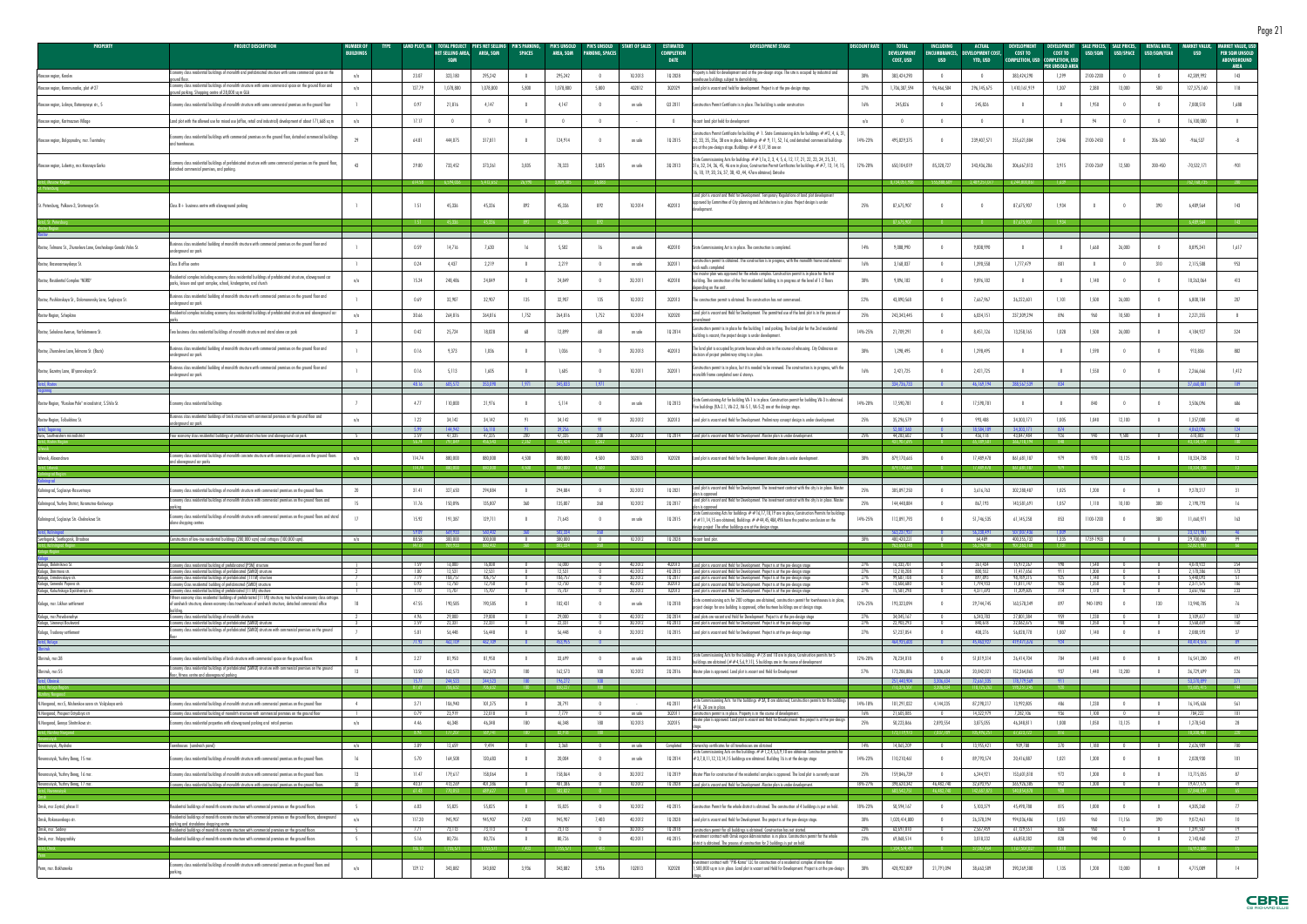| PROPERTY | PROJECT DESCRIPTION | NUMBER OF BUILDINGS | TYPE | LAND PLOT, HA | TOTAL PROJECT NET SELLING AREA, SQM | PIK'S NET SELLING AREA, SQM | PIK'S PARKING SPACES | PIK'S UNSOLD AREA, SQM | PIK'S UNSOLD PARKING SPACES | START OF SALES | ESTIMATED COMPLETION DATE | DEVELOPMENT STAGE | DISCOUNT RATE | TOTAL DEVELOPMENT COST, USD | INCLUDING ENCUMBRANCES, USD | ACTUAL DEVELOPMENT COST, YTD, USD | DEVELOPMENT COST TO COMPLETION, USD | DEVELOPMENT COST TO COMPLETION, USD PER UNSOLD AREA | SALE PRICES, USD/SQM | SALE PRICES, USD/SPACE | RENTAL RATE, USD/SQM/YEAR | MARKET VALUE, USD | MARKET VALUE, USD PER SQM UNSOLD ABOVEGROUND AREA |
|---|---|---|---|---|---|---|---|---|---|---|---|---|---|---|---|---|---|---|---|---|---|---|---|
| Moscow region, Korolev | Economy class residential buildings of monolith and prefabricated structure with some commercial space on the ground floor | n/a | | 23.07 | 325,180 | 295,242 | 0 | 295,242 | 0 | 1Q 2013 | 1Q 2020 | Property is held for development and at the pre-design stage. The site is occupied by industrial and warehouse buildings subject to demolishing. | 38% | 383,424,290 | 0 | 0 | 383,424,290 | 1,299 | 2100-2200 | 0 | 0 | 42,289,993 | 143 |
| Moscow region, Kommunarka, plot #27 | Economy class residential buildings of monolith structure with some commercial space on the ground floor and ground parking. Shopping centre of 28,000 sq m GLA | n/a | | 127.79 | 1,078,800 | 1,078,800 | 5,800 | 1,078,800 | 5,800 | 4Q2012 | 3Q2029 | Land plot is vacant and held for development. Project is at the pre-design stage. | 27% | 1,706,387,594 | 96,466,584 | 296,145,675 | 1,410,161,919 | 1,307 | 2,388 | 13,000 | 580 | 127,375,160 | 118 |
| Moscow region, Lobnya, Batareynaya str., 5 | Economy class residential buildings of monolith structure with some commercial premises on the ground floor | 1 | | 0.97 | 21,816 | 4,147 | 0 | 4,147 | 0 | on sale | Q3 2011 | Construction Permit Certificate is in place. The building is under construction. | 16% | 245,826 | 0 | 245,826 | 0 | 0 | 1,958 | 0 | 0 | 7,000,510 | 1,688 |
| Moscow region, Kurtmasovo Village | Land plot with the allowed use for mixed use (office, retail and industrial) development of about 171,668 sq m | n/a | | 17.17 | 0 | 0 | 0 | 0 | 0 | - | - | Vacant land plot held for development | n/a | 0 | 0 | 0 | 0 | 0 | 94 | 0 | 0 | 16,100,000 | 0 |
| Moscow region, Dolgoprudny, mcr. Tsentralny | Economy class residential buildings with commercial premises on the ground floor, detached commercial buildings and townhouses. | 29 | | 64.81 | 444,875 | 317,811 | 0 | 124,914 | 0 | on sale | 1Q 2015 | Construction Permit Certificate for building # 1. State Commissioning Acts for buildings ## 2, 4, 6, 31, 32, 33, 35, 35a, 38 are in place; Buildings ## 9, 11, 12, 16 and detached commercial buildings are at the pre-design stage. Buildings ## 8, 17, 18 are on | 14%-25% | 495,829,575 | 0 | 239,407,571 | 255,621,804 | 2,046 | 2100-2450 | 0 | 206-360 | -966,537 | -8 |
| Moscow region, Lubertsy, mcr. Krasnaya Gorka | Economy class residential buildings of prefabricated structure with some commercial premises on the ground floor, detached commercial premises, and parking. | 43 | | 29.80 | 733,452 | 373,361 | 3,835 | 78,323 | 3,835 | on sale | 3Q 2013 | State Commissioning Acts for buildings ## 1a, 2, 3, 4, 5, 6, 12, 17, 21, 22, 23, 24, 25, 31, 31a, 32, 34, 36, 45, 46 are in place; Construction Permit Certificates for buildings ## 7, 13, 14, 15, 16, 18, 19, 20, 26, 37, 38, 43, 44, 47 are obtained; Detsdno | 12%-28% | 650,104,019 | 85,528,727 | 343,436,286 | 306,667,813 | 3,915 | 2100-2369 | 12,500 | 300-450 | -70,532,171 | -901 |
| **St. Petersburg** | | | | | | | | | | | | | | | | | | | | | | | |
| St. Petersburg, Pulkovo-3, Startovaya Str. | Class B+ business centre with aboveground parking | 1 | | 1.51 | 45,336 | 45,336 | 892 | 45,336 | 892 | 1Q 2014 | 4Q2015 | Land plot is vacant and Held for Development. Temporary Regulations of land plot development approved by Committee of City planning and Architecture is in place. Project design is under development. | 25% | 87,675,907 | 0 | 0 | 87,675,907 | 1,934 | 0 | 0 | 390 | 6,489,564 | 143 |
| **Total, St. Petersburg** | | | | 1.51 | 45,336 | 45,336 | 892 | 45,336 | 892 | | | | | 87,675,907 | 0 | 0 | 87,675,907 | 1,934 | | | | 6,489,564 | 143 |
| **Rostov Region** | | | | | | | | | | | | | | | | | | | | | | | |
| **Rostov** | | | | | | | | | | | | | | | | | | | | | | | |
| Rostov, Teatralny Lane, Zhumelova Lane, Goncharova Gorodo Volos St. | Business class residential building of monolith structure with commercial premises on the ground floor and underground car park | 1 | | 0.59 | 14,716 | 7,630 | 16 | 5,582 | 16 | on sale | 4Q2010 | State Commissioning Act is in place. The construction is completed. | 14% | 9,088,990 | 0 | 9,088,990 | 0 | 0 | 1,668 | 26,000 | 0 | 8,895,341 | 1,617 |
| Rostov, Voronezhskaya St. | Class B office centre | 1 | | 0.24 | 4,437 | 2,219 | 0 | 2,219 | 0 | on sale | 3Q2011 | Construction permit is obtained. The construction is in progress, with the monolith frame and external brick walls completed | 16% | 3,168,837 | 0 | 1,398,558 | 1,717,479 | 801 | 0 | 0 | 310 | 2,115,588 | 953 |
| Rostov, Residential Complex "NORD" | Residential complex including economy class residential buildings of prefabricated structure, aboveground car parks, leisure and sport complex, school, kindergarten, and church | n/a | | 15.24 | 248,486 | 24,849 | 0 | 24,849 | 0 | 2Q 2011 | 4Q2018 | The master plan was approved for the whole complex. Construction permit is in place for the first building. The construction of the first residential building is in progress at the level of 1-2 floors depending on the unit | 38% | 9,896,182 | 0 | 9,896,182 | 0 | 0 | 1,148 | 0 | 0 | 10,263,064 | 413 |
| Rostov, Prokhlanskaya St., Dolomanovsky Lane, Sagleziya St. | Business class residential building of monolith structure with commercial premises on the ground floor and underground car park | 1 | | 0.69 | 32,907 | 32,907 | 135 | 32,907 | 135 | 1Q 2012 | 3Q2013 | The construction permit is obtained. The construction has not commenced. | 22% | 43,890,568 | 0 | 7,667,967 | 36,222,601 | 1,101 | 1,508 | 26,000 | 0 | 6,808,184 | 207 |
| Rostov Region, Schepkino | Residential complex including economy class residential buildings of prefabricated structure and aboveground car parks | n/a | | 30.66 | 264,816 | 264,816 | 1,752 | 264,816 | 1,752 | 1Q 2014 | 1Q2020 | Land plot is vacant and Held for Development. The permitted use of the land plot is in the process of amendment | 25% | 243,343,445 | 0 | 6,034,151 | 237,309,294 | 896 | 960 | 10,500 | 0 | 2,221,355 | 8 |
| Rostov, Sokolova Avenue, Varfolomeeva St. | Two business class residential buildings of monolith structure and stand alone car park | 2 | | 0.42 | 25,734 | 18,828 | 68 | 12,899 | 68 | 1Q 2014 | | Construction permit is in place for the building 1 and parking. The land plot for the 2nd residential building is vacant, the project design is under development. | 14%-25% | 21,709,291 | 0 | 8,451,126 | 13,258,165 | 1,028 | 1,500 | 26,000 | 0 | 4,184,927 | 324 |
| Rostov, Zhuravleva Lane, Ishmova St. (Buza) | Business class residential building of monolith structure with commercial premises on the ground floor and underground car park | 1 | | 0.16 | 9,373 | 1,836 | 0 | 1,836 | 0 | 2Q 2013 | 4Q2013 | The land plot is occupied by private houses which are in the course of relocating. City Ordinance on decision of project preliminary siting is in place. | 38% | 1,298,495 | 0 | 1,298,495 | 0 | 0 | 1,598 | 0 | 0 | 912,836 | 497 |
| Rostov, Gazetny Lane, Ul'yanovskaya St. | Business class residential building of monolith structure with commercial premises on the ground floor and underground car park | 1 | | 0.16 | 5,113 | 1,605 | 0 | 1,605 | 0 | 1Q 2011 | 2Q2011 | Construction permit is in place, but it is needed to be renewed. The construction is in progress, with the monolith frame completed over 6 storeys | 16% | 2,421,725 | 0 | 2,421,725 | 0 | 0 | 1,558 | 0 | 0 | 2,266,666 | 1,412 |
| **Total, Rostov** | | | | 48.16 | 605,572 | 353,098 | 1,971 | 345,833 | 1,971 | | | | | 334,716,733 | 0 | 46,169,194 | 288,547,539 | 834 | | | | 37,667,961 | 109 |
| **Taganrog** | | | | | | | | | | | | | | | | | | | | | | | |
| Rostov Region, "Russkoe Pole" microdistrict, 5 Stilo St. | Economy class residential buildings | 7 | | 4.77 | 110,000 | 21,976 | 0 | 5,114 | 0 | on sale | 1Q 2013 | State Commissioning Act for building VA-1 is in place. Construction permit for building VA-3 is obtained. Five buildings (VA-2-1, VA-2-2, VA-5-1, VA-5-2) are at the design stage. | 14%-25% | 17,598,781 | 0 | 17,598,781 | 0 | 0 | 840 | 0 | 0 | 3,506,096 | 686 |
| Rostov Region, Sokolskova St. | Business class residential buildings of brick structure with commercial premises on the ground floor and underground car park | n/a | | 1.22 | 34,142 | 34,142 | 91 | 34,142 | 91 | 1Q 2012 | 3Q2013 | Land plot is vacant and Held for Development. Preliminary concept design is under development. | 16% | 35,296,579 | 0 | 990,408 | 34,303,171 | 1,005 | 1,048 | 12,100 | 0 | 1,357,000 | 40 |
| **Total, Taganrog** | | | | 5.99 | 144,142 | 56,118 | 91 | 39,256 | 91 | | | | | 52,887,360 | 0 | 18,584,189 | 34,303,171 | 874 | | | | 4,863,096 | 124 |
| Azov, Sudmastyev microdistrict | Four economy class residential buildings of prefabricated structure and aboveground car park | 4 | | 2.59 | 47,355 | 47,355 | 208 | 47,355 | 208 | 3Q 2013 | 1Q 2014 | Land plot is vacant and Held for Development. Master plan is under development. | 25% | 44,283,602 | 0 | 438,118 | 43,847,484 | 926 | 940 | 9,500 | 0 | 618,803 | 13 |
| **Izhevsk** | | | | | | | | | | | | | | | | | | | | | | | |
| Izhevsk, Aleksandrovo | Economy class residential buildings of monolith concrete structure with commercial premises on the ground floor and aboveground car park | n/a | | 114.74 | 880,800 | 880,800 | 4,500 | 880,800 | 4,500 | 3Q2013 | 1Q2028 | Land plot is vacant and Held for Development. Master plan is under development | 38% | 879,170,655 | 0 | 17,489,478 | 861,681,187 | 978 | 970 | 10,175 | 0 | 10,334,758 | 12 |
| **Total, Izhevsk** | | | | 114.74 | 880,800 | 880,800 | 4,500 | 880,800 | 4,500 | | | | | 879,170,655 | 0 | 17,489,478 | 861,681,187 | 978 | | | | 10,334,758 | 12 |
| **Kaliningrad Region** | | | | | | | | | | | | | | | | | | | | | | | |
| **Kaliningrad** | | | | | | | | | | | | | | | | | | | | | | | |
| Kaliningrad, Sogliaziye-Rossomaxa | Economy class residential buildings of monolith structure with commercial premises on the ground floors | 28 | | 31.41 | 327,650 | 294,884 | 0 | 294,884 | 0 | 2Q 2013 | 1Q 2021 | Land plot is vacant and Held for Development. The investment contract with the city is in place. Master plan is approved. | 25% | 305,897,250 | 0 | 3,616,763 | 302,280,487 | 1,025 | 1,208 | 0 | 0 | 9,278,317 | 31 |
| Kaliningrad, Yuzhny District, Kosmonavta Leonova | Economy class residential buildings of monolith structure with commercial premises on the ground floors and parking | 15 | | 11.76 | 150,896 | 135,807 | 368 | 135,807 | 368 | 1Q 2013 | 2Q 2017 | Land plot is vacant and Held for Development. The investment contract with the city is in place. Master plan is approved. | 25% | 144,448,884 | 0 | 867,195 | 143,581,691 | 1,057 | 1,118 | 10,100 | 380 | 2,198,793 | 16 |
| Kaliningrad, Sogliaziye Str.-Chelnokova St. | Economy class residential buildings of monolith structure with commercial premises on the ground floors and stand alone shopping centres | 17 | | 15.92 | 191,387 | 129,711 | 0 | 71,643 | 0 | on sale | 1Q 2015 | State Commissioning Acts for the buildings ## 16, 17, 18, 19 are in place; Construction Permits for buildings ## 11, 14, 15 are obtained; Buildings ## 44, 45, 48A, 49A have the positive conclusion on the design project. The other buildings are at the design stage. | 14%-25% | 112,891,793 | 0 | 51,746,535 | 61,145,258 | 853 | 1100-1200 | 0 | 380 | 11,668,971 | 163 |
| **Total, Kaliningrad** | | | | 59.09 | 669,933 | 560,402 | 368 | 502,334 | 368 | | | | | 563,237,927 | 0 | 56,230,493 | 507,007,434 | 1,009 | | | | 23,146,081 | 46 |
| Svetlogorsk, Otradnoe | Construction of low-rise residential buildings (200,000 sqm) and cottages (100,000 sqm) | n/a | | 88.58 | 300,000 | 300,000 | 0 | 300,000 | 0 | 1Q 2013 | 1Q 2028 | Vacant land plot. | 38% | 400,420,321 | 0 | 64,489 | 400,355,732 | 1,335 | 1750-1903 | 0 | 0 | 29,700,000 | 99 |
| **Kaluga Region** | | | | | | | | | | | | | | | | | | | | | | | |
| **Kaluga** | | | | | | | | | | | | | | | | | | | | | | | |
| Kaluga, Bolotnikova St. | Economy class residential building of prefabricated (P3M) structure | 1 | | 1.57 | 15,800 | 15,800 | 0 | 15,800 | 0 | 4Q 2013 | 4Q2014 | Land plot is vacant and Held for Development. Project is at the pre-design stage | 27% | 16,335,901 | 0 | 361,404 | 15,974,257 | 998 | 1,544 | 0 | 0 | 4,618,923 | 554 |
| Kaluga, Dorozhnaya st. | Economy class residential buildings of prefabricated (SMKD) structure | 1 | | 1.80 | 12,531 | 12,531 | 0 | 12,531 | 0 | 4Q 2013 | 4Q 2015 | Land plot is vacant and Held for Development. Project is at the pre-design stage | 27% | 12,378,058 | 0 | 800,502 | 11,577,556 | 911 | 1,308 | 0 | 0 | 2,178,386 | 173 |
| Kaluga, Trembovskaya str. | Economy class residential buildings of prefabricated (111M) structure | 7 | | 7.79 | 106,757 | 106,757 | 0 | 106,757 | 0 | 3Q 2013 | 1Q 2017 | Land plot is vacant and Held for Development. Project is at the pre-design stage | 27% | 99,469,138 | 0 | 890,893 | 98,909,515 | 925 | 1,143 | 0 | 0 | 5,440,095 | 51 |
| Kaluga, Generala Popova st. | Economy Class residential buildings of prefabricated (SMKD) structure | 1 | | 0.93 | 12,750 | 12,750 | 0 | 12,750 | 0 | 4Q 2013 | 3Q2015 | Land plot is vacant and Held for Development. Project is at the pre-design stage | 27% | 12,060,602 | 0 | 1,194,958 | 11,811,141 | 926 | 1,258 | 0 | 0 | 2,371,575 | 186 |
| Kaluga, Kolozhskaya Ryadskemov st. | Economy class residential building of prefabricated (111M) structure | 1 | | 1.10 | 15,707 | 15,707 | 0 | 15,707 | 0 | 3Q 2013 | 1Q2015 | Land plot is vacant and Held for Development. Project is at the pre-design stage | 27% | 15,581,298 | 0 | 4,311,693 | 11,309,605 | 714 | 1,178 | 0 | 0 | 3,661,966 | 233 |
| Kaluga, mcr. Likhun settlement | Fifteen economy class residential buildings of prefabricated (111M) structure; two hundred economy class cottages of sandwich structure; eleven economy class townhouses of sandwich structure; detached commercial office building | 18 | | 47.55 | 190,585 | 190,585 | 0 | 182,431 | 0 | on sale | 1Q 2018 | State commissioning acts for 200 cottages are obtained, construction permit for townhouses is in place, project design for one building is approved, other fourteen buildings are at design stage. | 12%-25% | 193,323,094 | 0 | 29,744,745 | 163,578,349 | 897 | 940-1090 | 0 | 130 | 13,948,785 | 76 |
| Kaluga, mcr. Pravoberezhye | Economy class residential buildings of monolith structure | 2 | | 4.96 | 29,800 | 29,800 | 0 | 29,800 | 0 | 4Q 2013 | 3Q 2014 | Land plots are vacant and Held for Development. Project is at the pre-design stage | 27% | 34,045,167 | 0 | 6,243,783 | 27,801,384 | 959 | 1,258 | 0 | 0 | 3,109,617 | 107 |
| Kaluga, Shmeneyi Boulevard | Economy class residential buildings of prefabricated (SMKD) structure | 2 | | 2.59 | 22,331 | 22,331 | 0 | 22,331 | 0 | 3Q 2013 | 4Q 2015 | Land plot is vacant and Held for Development. Project is at the pre-design stage | 27% | 23,702,293 | 0 | 840,618 | 22,862,675 | 988 | 1,258 | 0 | 0 | 3,558,659 | 160 |
| Kaluga, Troitskoye settlement | Economy class residential buildings of prefabricated (SMKD) structure with commercial premises on the ground floor. | 7 | | 5.81 | 56,448 | 56,448 | 0 | 56,448 | 0 | 1Q 2013 | 1Q 2015 | Land plot is vacant and Held for Development. Project is at the pre-design stage | 27% | 57,237,854 | 0 | 408,276 | 56,828,778 | 1,007 | 1,148 | 0 | 0 | 2,088,593 | 37 |
| **Total, Kaluga** | | | | 71.92 | 462,709 | 462,709 | 0 | 453,915 | 0 | | | | | 464,925,608 | 0 | 45,462,927 | 419,471,976 | 924 | | | | 40,414,513 | 89 |
| **Obninsk** | | | | | | | | | | | | | | | | | | | | | | | |
| Obninsk, mcr.38 | Economy class residential buildings of brick structure with commercial space on the ground floors | 8 | | 5.27 | 81,950 | 81,950 | 0 | 33,699 | 0 | on sale | 2Q 2013 | State Commissioning Acts for the buildings #1,2 and 10 are in place; Construction permits for 5 buildings are obtained (## 4,5,6,9,11), 5 buildings are in the course of development. | 12%-28% | 78,234,818 | 0 | 51,819,514 | 26,414,704 | 784 | 1,448 | 0 | 0 | 16,541,280 | 491 |
| Obninsk, mcr.55 | Economy class residential buildings of prefabricated (SMKD) structure with commercial premises on the ground floor, fitness centre and aboveground parking | 13 | | 13.50 | 162,573 | 162,573 | 108 | 162,573 | 108 | 4Q 2012 | 2Q 2016 | Master plan is approved. Land plot is vacant and Held for Development | 27% | 173,206,886 | 3,036,634 | 20,842,021 | 152,364,865 | 937 | 1,448 | 13,200 | 0 | 36,729,699 | 226 |
| **Total, Obninsk** | | | | 18.77 | 244,523 | 244,523 | 108 | 196,272 | 108 | | | | | 251,440,904 | 3,036,634 | 72,661,735 | 178,779,169 | 911 | | | | 53,270,979 | 271 |
| **Nizhny Novgorod Region** | | | | | | | | | | | | | | | | | | | | | | | |
| N.Novgorod, mcr.5, Nizhnekoe zone str. Volzhskaya emb. | Economy class residential building of monolith structure with commercial premises on the ground floor | 4 | | 3.71 | 106,940 | 101,375 | 0 | 28,791 | 0 | - | 4Q 2011 | State Commissioning Acts for the buildings #2B, 8 are obtained, Construction permits for the buildings #1A, 2A are in place | 14%-18% | 101,291,022 | 4,144,535 | 87,298,217 | 13,992,805 | 486 | 1,358 | 0 | 0 | 16,145,636 | 561 |
| N.Novgorod, Prospect Oktyabrya str. | Economy class residential building of monolith/brick structure with commercial premises on the ground floor | 1 | | 0.79 | 22,997 | 22,810 | 0 | 7,779 | 0 | on sale | 3Q2011 | Construction permit is in place. Property is in the course of development. | 16% | 21,605,085 | 0 | 14,322,979 | 7,282,106 | 936 | 1,108 | 0 | 0 | 784,222 | 101 |
| N.Novgorod, Kanvinsky str. | Economy class residential properties with aboveground parking and retail premises | n/a | | 4.46 | 46,348 | 46,348 | 180 | 46,348 | 180 | 1Q 2013 | 3Q2015 | Master plan is approved. Land plot is vacant and Held for Development. The project is at the pre-design stage. | 25% | 50,223,866 | 2,895,554 | 3,875,095 | 46,348,811 | 1,000 | 1,050 | 13,125 | 0 | 1,278,543 | 28 |
| **Total, Nizhny Novgorod** | | | | 8.96 | 176,285 | 170,533 | 180 | 82,918 | 180 | | | | | 173,119,973 | 7,040,089 | 105,496,291 | 67,623,722 | 816 | | | | 18,208,401 | 220 |
| **Novorossiysk** | | | | | | | | | | | | | | | | | | | | | | | |
| Novorossiysk, Dyurso | Townhouses (sandwich panel) | n/a | | 2.89 | 12,659 | 9,494 | 0 | 3,368 | 0 | on sale | Completed | Ownership certificates for all townhouses are obtained | 14% | 14,865,209 | 0 | 13,955,421 | 909,788 | 270 | 1,108 | 0 | 0 | 2,626,989 | 780 |
| Novorossiysk, Yuzhny Bereg, 15 mcr. | Economy class residential buildings of monolith structure with commercial premises on the ground floor | 14 | | 5.70 | 164,508 | 130,683 | 0 | 28,084 | 0 | on sale | 1Q 2014 | State Commissioning Acts for the buildings ## 1,2,3,4,5,6,9,10 are obtained. Construction permits for the buildings # 8,7,8,11,12,13,14,15 buildings are obtained. Building 16 is at the design stage | 14%-25% | 110,210,461 | 0 | 89,798,574 | 20,416,887 | 1,021 | 1,308 | 0 | 0 | 2,028,930 | 101 |
| Novorossiysk, Yuzhny Bereg, 16 mcr. | Economy class residential buildings of monolith structure with commercial premises on the ground floor | 13 | | 11.47 | 179,617 | 158,864 | 0 | 158,864 | 0 | 3Q 2013 | 1Q 2019 | Master Plan for construction of the residential complex is approved. The land plot is currently vacant | 25% | 159,846,739 | 0 | 6,244,921 | 153,601,818 | 973 | 1,308 | 0 | 0 | 13,715,055 | 87 |
| Novorossiysk, Yuzhny Bereg, 17 mcr. | Economy class residential buildings of monolith structure with commercial premises on the ground floor | 30 | | 40.51 | 415,269 | 401,386 | 0 | 401,386 | 0 | 1Q 2013 | 1Q 2028 | Land plot is vacant and Held for Development. Master plan is under development. | 18%-27% | 398,630,342 | 46,482,148 | 52,690,957 | 345,936,385 | 912 | 1,308 | 0 | 0 | 19,477,175 | 49 |
| **Omsk** | | | | | | | | | | | | | | | | | | | | | | | |
| Omsk, mcr. Kyrtzil, phase II | Residential buildings of monolith concrete structure with commercial premises on the ground floor | 5 | | 6.83 | 55,825 | 55,825 | 0 | 55,825 | 0 | 1Q 2013 | 4Q 2015 | Construction Permit for the whole district is obtained. The construction of 4 buildings is put on hold. | 18%-25% | 58,594,167 | 0 | 5,100,329 | 53,493,788 | 815 | 1,008 | 0 | 0 | 4,305,268 | 77 |
| Omsk, Kobensovskogo str. | Residential buildings of monolith concrete structure with commercial premises on the ground floors, aboveground parking and standalone shopping centre | n/a | | 117.33 | 945,907 | 945,907 | 7,403 | 945,907 | 7,403 | 4Q 2013 | 1Q 2028 | Land plot is vacant and Held for Development. This project is at the pre-design stage. | 38% | 1,020,414,800 | 0 | 26,378,394 | 994,036,406 | 1,051 | 960 | 11,156 | 390 | 9,672,461 | 10 |
| Omsk, mcr. Sadovy | Residential buildings of monolith concrete structure with commercial premises on the ground floor | 5 | | 7.71 | 73,113 | 73,113 | 0 | 73,113 | 0 | 3Q 2013 | 1Q 2018 | Construction permit for all buildings is obtained. Construction has not started. | 23% | 83,591,010 | 0 | 2,507,452 | 81,129,557 | 836 | 968 | 0 | 0 | 1,391,567 | 19 |
| Omsk, mcr. Volgogradsky | Residential buildings of monolith concrete structure with commercial premises on the ground floor | 5 | | 5.16 | 80,726 | 80,726 | 0 | 80,726 | 0 | 2Q 2013 | 1Q 2018 | Investment contract with Omsk region Administration is in place. Construction permit for the whole district is obtained. The construction of 2 buildings is put on hold. | 23% | 69,868,514 | 0 | 3,018,232 | 66,850,282 | 828 | 940 | 0 | 0 | 2,140,468 | 27 |
| **Perm** | | | | | | | | | | | | | | | | | | | | | | | |
| Perm, mcr. Bakharevka | Economy class residential buildings of monolith structure with commercial premises on the ground floor and parking | n/a | | 129.12 | 343,882 | 343,882 | 3,956 | 343,882 | 3,956 | 1Q2013 | 1Q2028 | Investment contract with "PIK-Kama" LLC for construction of a residential complex of more than 1,500,000 sq m is in place. Land plot is vacant and Held for Development. Project is at the pre-design stage. | 38% | 428,932,809 | 21,791,094 | 38,663,589 | 390,269,580 | 1,135 | 1,200 | 13,000 | 0 | 4,715,089 | 14 |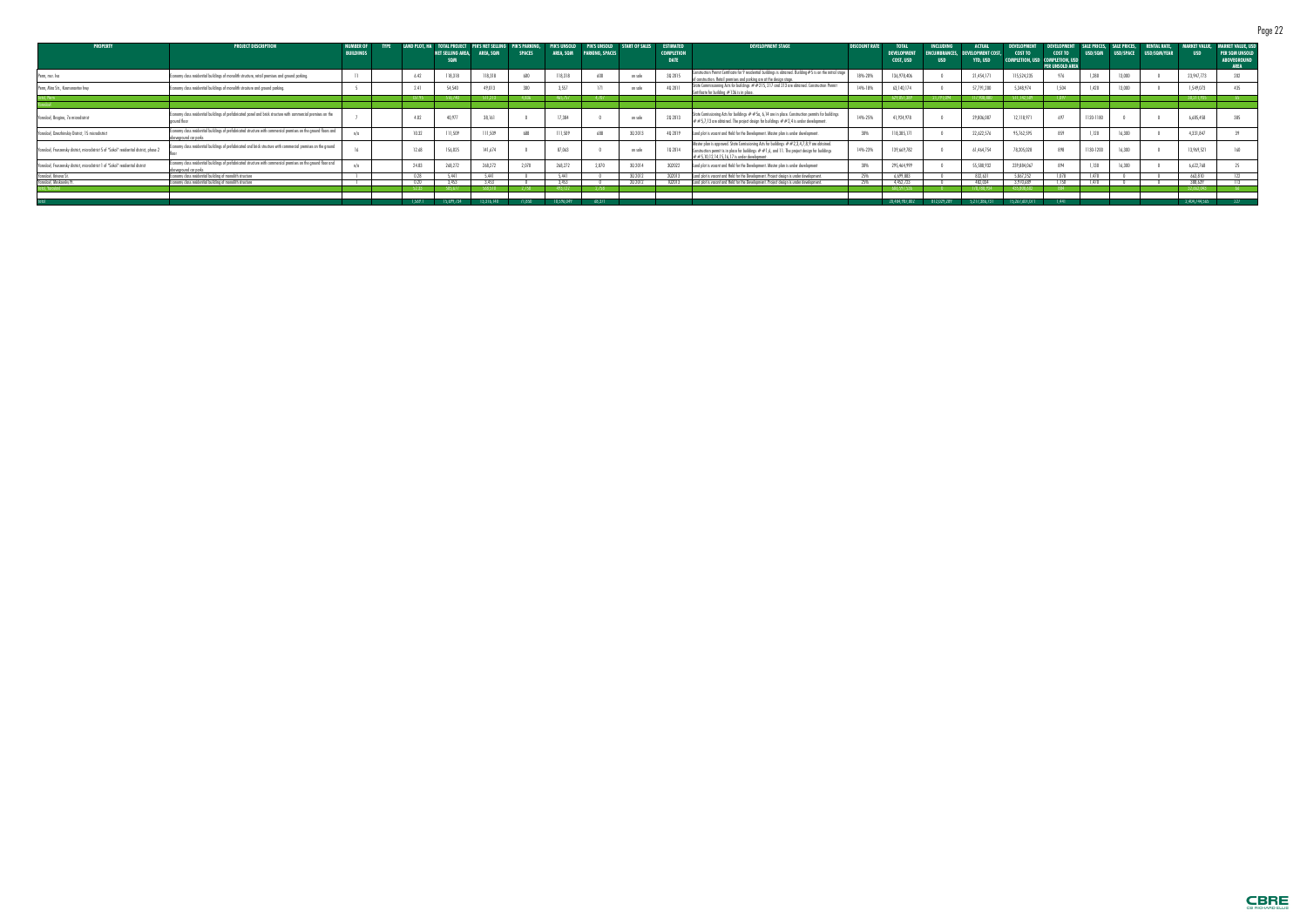| PROPERTY | PROJECT DESCRIPTION | NUMBER OF BUILDINGS | TYPE | LAND PLOT, HA | TOTAL PROJECT NET SELLING AREA, SQM | PIK'S NET SELLING AREA, SQM | PIK'S PARKING, SPACES | PIK'S UNSOLD AREA, SQM | PIK'S UNSOLD PARKING, SPACES | START OF SALES | ESTIMATED COMPLETION DATE | DEVELOPMENT STAGE | DISCOUNT RATE | TOTAL DEVELOPMENT COST, USD | INCLUDING ENCUMBRANCES, USD | ACTUAL DEVELOPMENT COST, YTD, USD | DEVELOPMENT COST TO COMPLETION, USD | DEVELOPMENT COST TO COMPLETION, USD PER UNSOLD AREA | SALE PRICES, USD/SQM | SALE PRICES, USD/SPACE | RENTAL RATE, USD/SQM/YEAR | MARKET VALUE, USD | MARKET VALUE, USD PER SQM UNSOLD ABOVEGROUND AREA |
|---|---|---|---|---|---|---|---|---|---|---|---|---|---|---|---|---|---|---|---|---|---|---|---|
| Perm, micr. Iva | Economy class residential buildings of monolith structure, retail premises and ground parking. | 11 | | 6.43 | 118,318 | 118,318 | 600 | 118,318 | 600 | on sale | 3Q 2015 | Construction Permit Certificate for 9 residential buildings is obtained. Building # 5 is on the initial stage of construction. Retail premises and parking are at the design stage. | 18%-20% | 136,978,406 | 0 | 21,454,171 | 115,524,235 | 976 | 1,288 | 13,000 | 0 | 23,947,773 | 202 |
| Perm, Kima Str., Kosmonavtov hwy | Economy class residential buildings of monolith structure and ground parking. | 5 | | 2.41 | 54,540 | 49,813 | 380 | 3,557 | 171 | on sale | 4Q 2011 | State Commissioning Acts for buildings # # 215, 217 and 213 are obtained. Construction Permit Certificate for building # 136 is in place. | 14%-18% | 63,140,174 | 0 | 57,791,200 | 5,348,974 | 1,504 | 1,450 | 13,000 | 0 | 1,549,075 | 435 |
| Total, Perm | | | | 127.95 | 556,740 | 511,373 | 4,036 | 465,957 | 4,297 | | | | | 529,051,889 | 17,711,094 | 17,958,880 | 511,092,509 | 1,097 | | | | 38,311,905 | 82 |
| Yaroslavl | | | | | | | | | | | | | | | | | | | | | | | |
| Yaroslavl, Bragino, 7a microdistrict | Economy class residential buildings of prefabricated panel and brick structure with commercial premises on the ground floor | 7 | | 4.82 | 40,977 | 39,161 | 0 | 17,384 | 0 | on sale | 2Q 2013 | State Comissioning Acts for buildings # # 6a, 6, 14 are in place. Construction permits for buildings # # 5,7,13 are obtained. The project design for buildings # # 2,4 is under development . | 14%-25% | 41,934,978 | 0 | 29,806,007 | 12,118,971 | 697 | 1120-1180 | 0 | 0 | 6,685,458 | 385 |
| Yaroslavl, Dzerzhinsky District, 15 microdistrict | Economy class residential buildings of prefabricated structure with commercial premises on the ground floors and aboveground car parks | n/a | | 10.32 | 111,509 | 111,509 | 688 | 111,509 | 688 | 3Q 2013 | 4Q 2019 | Land plot is vacant and Held for the Development. Master plan is under development | 30% | 118,385,171 | 0 | 22,622,576 | 95,762,595 | 859 | 1,120 | 16,300 | 0 | 4,331,847 | 39 |
| Yaroslavl, Frunzensky district, microdistrict 5 of "Sokol" residential district, phase 2 | Economy class residential buildings of prefabricated and brick structure with commercial premises on the ground floor | 16 | | 12.68 | 156,025 | 141,674 | 0 | 87,043 | 0 | on sale | 1Q 2014 | Master plan is approved. State Comissioning Acts for buildings # # 2,3,4,7,8,9 are obtained. Construction permit is in place for buildings # # 1,6, and 11. The project design for buildings # # 5,10,12,14,15,16,17 is under development. | 14%-23% | 139,669,782 | 0 | 61,464,754 | 78,205,028 | 898 | 1130-1200 | 16,300 | 0 | 13,969,521 | 160 |
| Yaroslavl, Frunzensky district, microdistrict 1 of "Sokol" residential district | Economy class residential buildings of prefabricated structure with commercial premises on the ground floor and aboveground car parks | n/a | | 24.83 | 268,272 | 268,272 | 2,070 | 268,272 | 2,070 | 3Q 2014 | 3Q2023 | Land plot is vacant and Held for the Development. Master plan is under development | 30% | 295,464,999 | 0 | 55,580,932 | 239,884,067 | 894 | 1,130 | 16,300 | 0 | 6,622,768 | 25 |
| Yaroslavl, Batova St. | Economy class residential building of monolith structure | 1 | | 0.28 | 5,441 | 5,441 | 0 | 5,441 | 0 | 3Q 2012 | 2Q2013 | Land plot is vacant and Held for the Development. Project design is under development | 25% | 6,699,803 | 0 | 832,651 | 5,867,152 | 1,078 | 1,470 | 0 | 0 | 663,810 | 122 |
| Yaroslavl, Moskovsky Pr | Economy class residential building of monolith structure | 1 | | 0.20 | 3,453 | 3,453 | 0 | 3,453 | 0 | 3Q 2012 | 4Q2013 | Land plot is vacant and Held for the Development. Project design is under development | 25% | 4,452,723 | 0 | 482,034 | 3,970,689 | 1,150 | 1,470 | 0 | 0 | 388,639 | 113 |
| Total, Yaroslavl | | | | 53.13 | 585,677 | 569,510 | 2,758 | 493,102 | 2,758 | | | | | 606,617,335 | 0 | 170,789,954 | 435,808,502 | 884 | | | | 32,662,043 | 66 |
| Total | | | | 1,549.1 | 15,699,734 | 13,016,198 | 77,850 | 10,596,049 | 68,311 | | | | | 20,484,981,802 | 812,529,209 | 5,217,306,731 | 15,267,469,071 | 1,441 | | | | 2,404,744,565 | 227 |